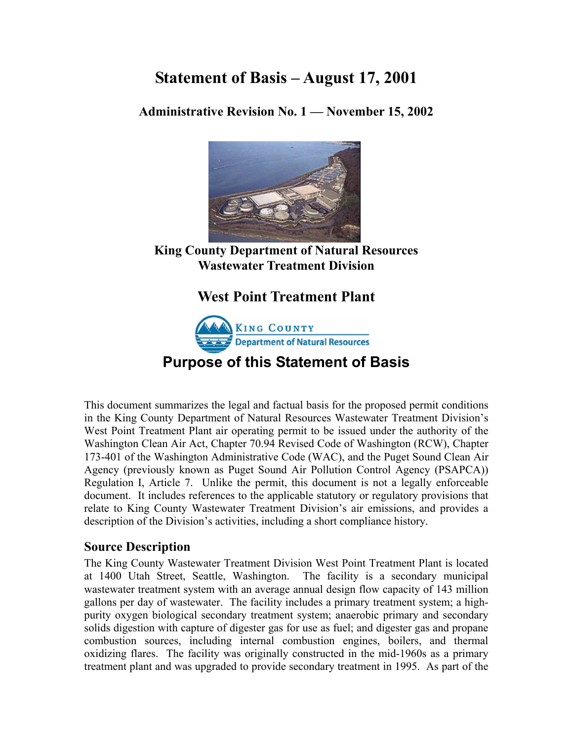# Statement of Basis – August 17, 2001

### Administrative Revision No. 1 — November 15, 2002

**King County Department of Natural Resources**
**Wastewater Treatment Division**

## West Point Treatment Plant

## Purpose of this Statement of Basis

This document summarizes the legal and factual basis for the proposed permit conditions in the King County Department of Natural Resources Wastewater Treatment Division's West Point Treatment Plant air operating permit to be issued under the authority of the Washington Clean Air Act, Chapter 70.94 Revised Code of Washington (RCW), Chapter 173-401 of the Washington Administrative Code (WAC), and the Puget Sound Clean Air Agency (previously known as Puget Sound Air Pollution Control Agency (PSAPCA)) Regulation I, Article 7. Unlike the permit, this document is not a legally enforceable document. It includes references to the applicable statutory or regulatory provisions that relate to King County Wastewater Treatment Division's air emissions, and provides a description of the Division's activities, including a short compliance history.

### Source Description

The King County Wastewater Treatment Division West Point Treatment Plant is located at 1400 Utah Street, Seattle, Washington. The facility is a secondary municipal wastewater treatment system with an average annual design flow capacity of 143 million gallons per day of wastewater. The facility includes a primary treatment system; a high-purity oxygen biological secondary treatment system; anaerobic primary and secondary solids digestion with capture of digester gas for use as fuel; and digester gas and propane combustion sources, including internal combustion engines, boilers, and thermal oxidizing flares. The facility was originally constructed in the mid-1960s as a primary treatment plant and was upgraded to provide secondary treatment in 1995. As part of the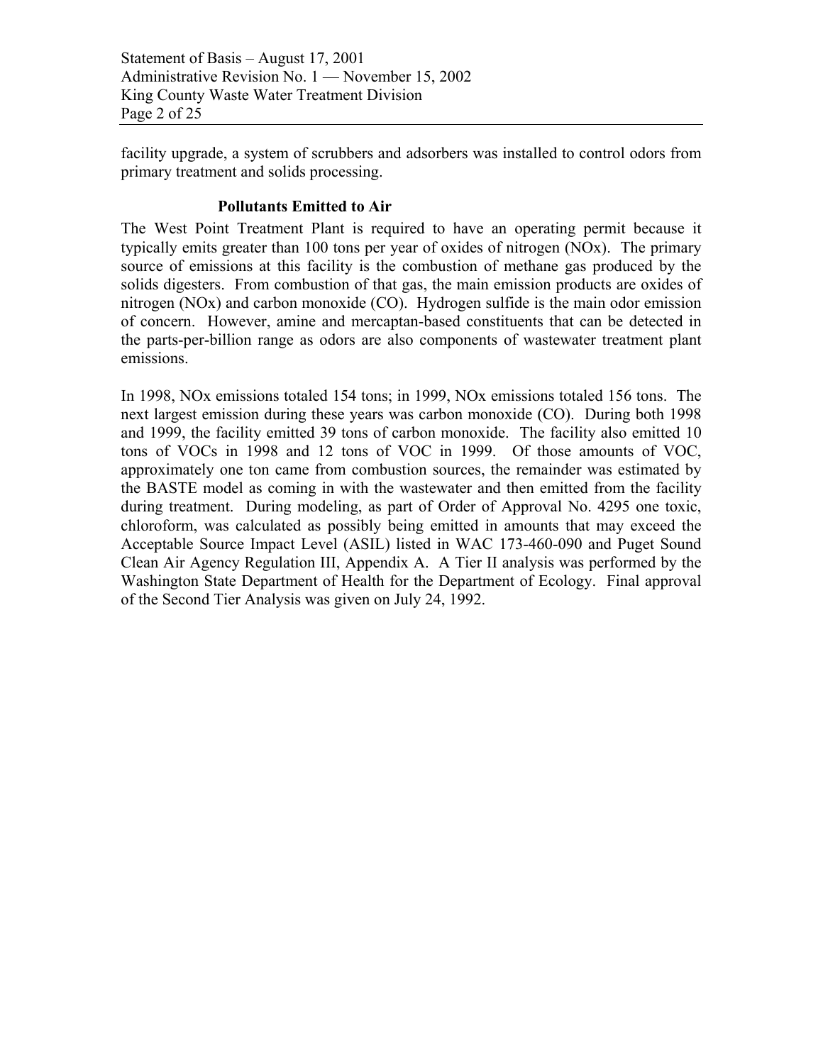facility upgrade, a system of scrubbers and adsorbers was installed to control odors from primary treatment and solids processing.

### Pollutants Emitted to Air

The West Point Treatment Plant is required to have an operating permit because it typically emits greater than 100 tons per year of oxides of nitrogen (NOx). The primary source of emissions at this facility is the combustion of methane gas produced by the solids digesters. From combustion of that gas, the main emission products are oxides of nitrogen (NOx) and carbon monoxide (CO). Hydrogen sulfide is the main odor emission of concern. However, amine and mercaptan-based constituents that can be detected in the parts-per-billion range as odors are also components of wastewater treatment plant emissions.

In 1998, NOx emissions totaled 154 tons; in 1999, NOx emissions totaled 156 tons. The next largest emission during these years was carbon monoxide (CO). During both 1998 and 1999, the facility emitted 39 tons of carbon monoxide. The facility also emitted 10 tons of VOCs in 1998 and 12 tons of VOC in 1999. Of those amounts of VOC, approximately one ton came from combustion sources, the remainder was estimated by the BASTE model as coming in with the wastewater and then emitted from the facility during treatment. During modeling, as part of Order of Approval No. 4295 one toxic, chloroform, was calculated as possibly being emitted in amounts that may exceed the Acceptable Source Impact Level (ASIL) listed in WAC 173-460-090 and Puget Sound Clean Air Agency Regulation III, Appendix A. A Tier II analysis was performed by the Washington State Department of Health for the Department of Ecology. Final approval of the Second Tier Analysis was given on July 24, 1992.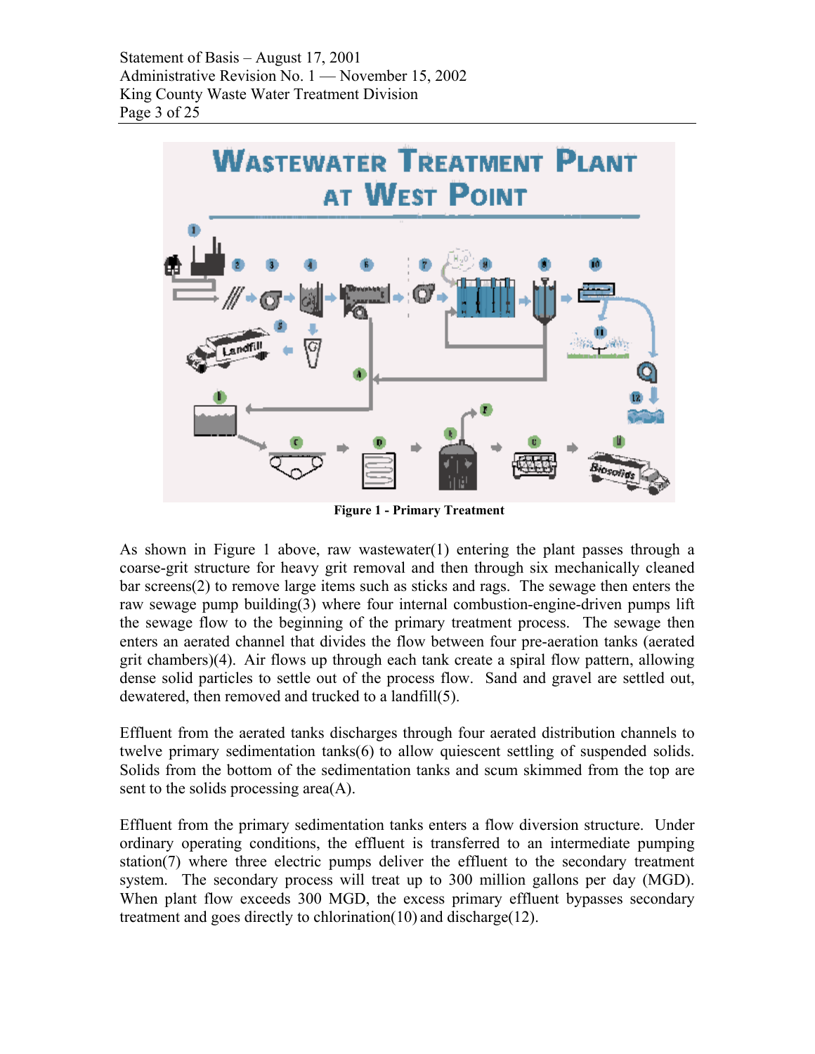**Figure 1 - Primary Treatment**

As shown in Figure 1 above, raw wastewater(1) entering the plant passes through a coarse-grit structure for heavy grit removal and then through six mechanically cleaned bar screens(2) to remove large items such as sticks and rags. The sewage then enters the raw sewage pump building(3) where four internal combustion-engine-driven pumps lift the sewage flow to the beginning of the primary treatment process. The sewage then enters an aerated channel that divides the flow between four pre-aeration tanks (aerated grit chambers)(4). Air flows up through each tank create a spiral flow pattern, allowing dense solid particles to settle out of the process flow. Sand and gravel are settled out, dewatered, then removed and trucked to a landfill(5).

Effluent from the aerated tanks discharges through four aerated distribution channels to twelve primary sedimentation tanks(6) to allow quiescent settling of suspended solids. Solids from the bottom of the sedimentation tanks and scum skimmed from the top are sent to the solids processing area(A).

Effluent from the primary sedimentation tanks enters a flow diversion structure. Under ordinary operating conditions, the effluent is transferred to an intermediate pumping station(7) where three electric pumps deliver the effluent to the secondary treatment system. The secondary process will treat up to 300 million gallons per day (MGD). When plant flow exceeds 300 MGD, the excess primary effluent bypasses secondary treatment and goes directly to chlorination(10) and discharge(12).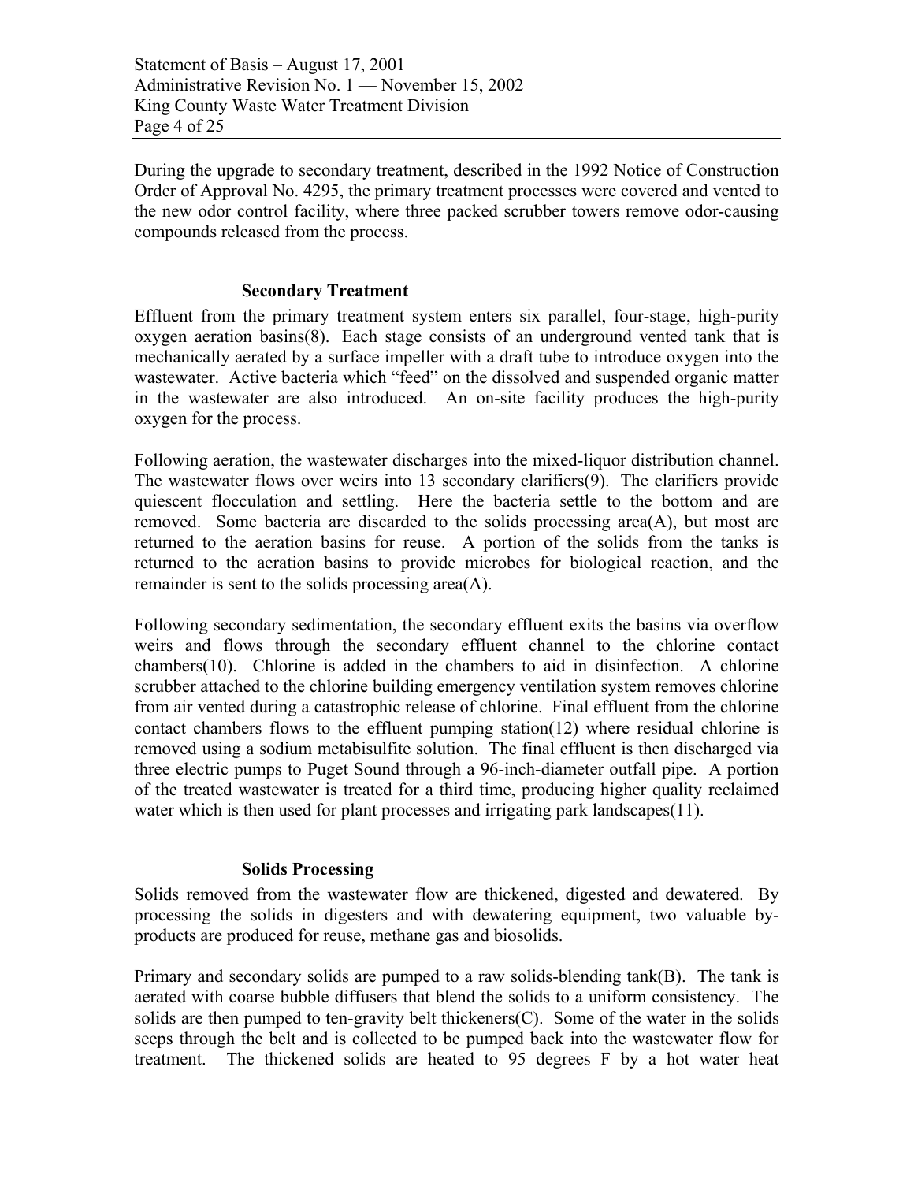During the upgrade to secondary treatment, described in the 1992 Notice of Construction Order of Approval No. 4295, the primary treatment processes were covered and vented to the new odor control facility, where three packed scrubber towers remove odor-causing compounds released from the process.

### Secondary Treatment

Effluent from the primary treatment system enters six parallel, four-stage, high-purity oxygen aeration basins(8). Each stage consists of an underground vented tank that is mechanically aerated by a surface impeller with a draft tube to introduce oxygen into the wastewater. Active bacteria which "feed" on the dissolved and suspended organic matter in the wastewater are also introduced. An on-site facility produces the high-purity oxygen for the process.

Following aeration, the wastewater discharges into the mixed-liquor distribution channel. The wastewater flows over weirs into 13 secondary clarifiers(9). The clarifiers provide quiescent flocculation and settling. Here the bacteria settle to the bottom and are removed. Some bacteria are discarded to the solids processing area(A), but most are returned to the aeration basins for reuse. A portion of the solids from the tanks is returned to the aeration basins to provide microbes for biological reaction, and the remainder is sent to the solids processing area(A).

Following secondary sedimentation, the secondary effluent exits the basins via overflow weirs and flows through the secondary effluent channel to the chlorine contact chambers(10). Chlorine is added in the chambers to aid in disinfection. A chlorine scrubber attached to the chlorine building emergency ventilation system removes chlorine from air vented during a catastrophic release of chlorine. Final effluent from the chlorine contact chambers flows to the effluent pumping station(12) where residual chlorine is removed using a sodium metabisulfite solution. The final effluent is then discharged via three electric pumps to Puget Sound through a 96-inch-diameter outfall pipe. A portion of the treated wastewater is treated for a third time, producing higher quality reclaimed water which is then used for plant processes and irrigating park landscapes(11).

### Solids Processing

Solids removed from the wastewater flow are thickened, digested and dewatered. By processing the solids in digesters and with dewatering equipment, two valuable by-products are produced for reuse, methane gas and biosolids.

Primary and secondary solids are pumped to a raw solids-blending tank(B). The tank is aerated with coarse bubble diffusers that blend the solids to a uniform consistency. The solids are then pumped to ten-gravity belt thickeners(C). Some of the water in the solids seeps through the belt and is collected to be pumped back into the wastewater flow for treatment. The thickened solids are heated to 95 degrees F by a hot water heat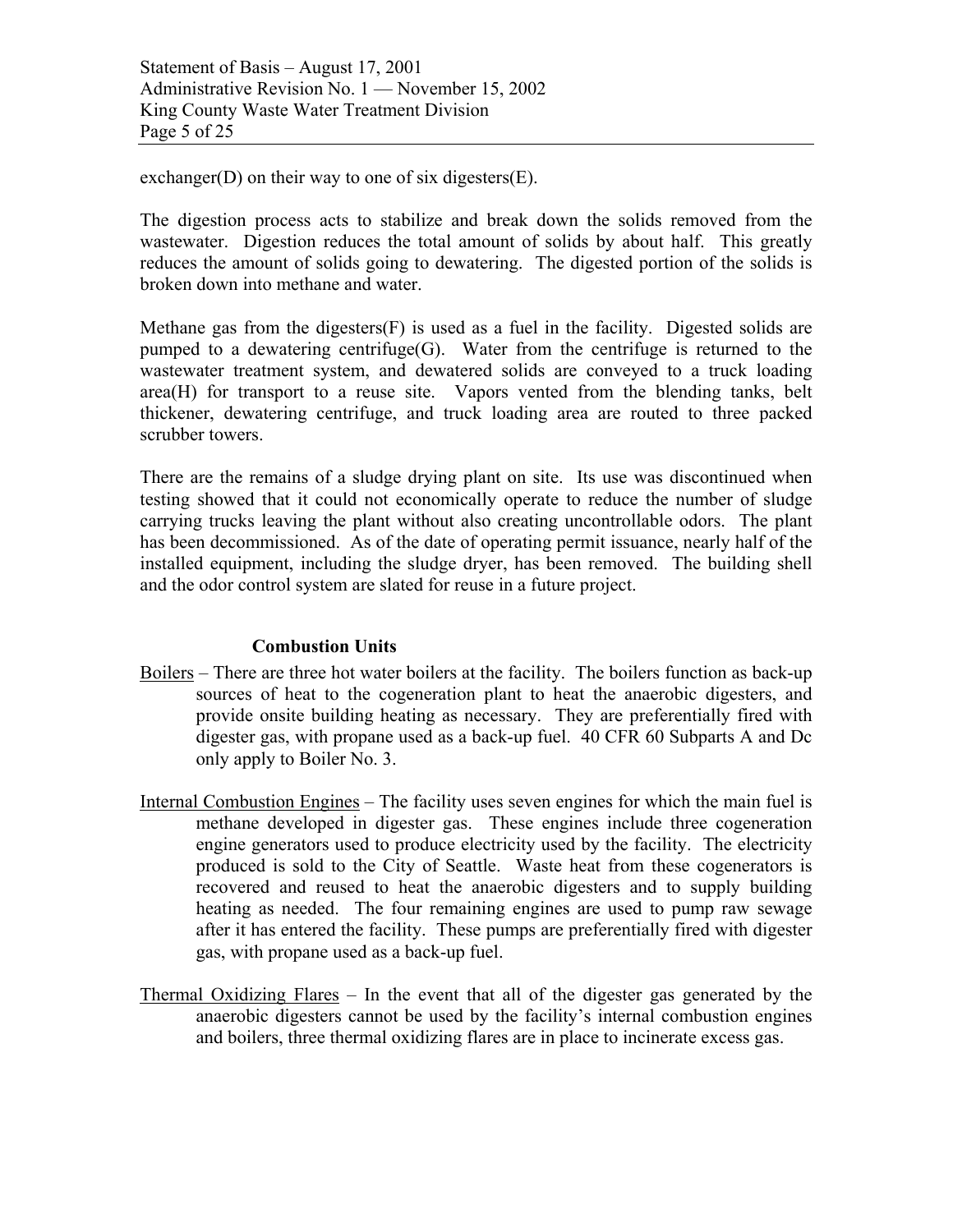exchanger(D) on their way to one of six digesters(E).

The digestion process acts to stabilize and break down the solids removed from the wastewater. Digestion reduces the total amount of solids by about half. This greatly reduces the amount of solids going to dewatering. The digested portion of the solids is broken down into methane and water.

Methane gas from the digesters(F) is used as a fuel in the facility. Digested solids are pumped to a dewatering centrifuge(G). Water from the centrifuge is returned to the wastewater treatment system, and dewatered solids are conveyed to a truck loading area(H) for transport to a reuse site. Vapors vented from the blending tanks, belt thickener, dewatering centrifuge, and truck loading area are routed to three packed scrubber towers.

There are the remains of a sludge drying plant on site. Its use was discontinued when testing showed that it could not economically operate to reduce the number of sludge carrying trucks leaving the plant without also creating uncontrollable odors. The plant has been decommissioned. As of the date of operating permit issuance, nearly half of the installed equipment, including the sludge dryer, has been removed. The building shell and the odor control system are slated for reuse in a future project.

### Combustion Units

Boilers – There are three hot water boilers at the facility. The boilers function as back-up sources of heat to the cogeneration plant to heat the anaerobic digesters, and provide onsite building heating as necessary. They are preferentially fired with digester gas, with propane used as a back-up fuel. 40 CFR 60 Subparts A and Dc only apply to Boiler No. 3.

Internal Combustion Engines – The facility uses seven engines for which the main fuel is methane developed in digester gas. These engines include three cogeneration engine generators used to produce electricity used by the facility. The electricity produced is sold to the City of Seattle. Waste heat from these cogenerators is recovered and reused to heat the anaerobic digesters and to supply building heating as needed. The four remaining engines are used to pump raw sewage after it has entered the facility. These pumps are preferentially fired with digester gas, with propane used as a back-up fuel.

Thermal Oxidizing Flares – In the event that all of the digester gas generated by the anaerobic digesters cannot be used by the facility's internal combustion engines and boilers, three thermal oxidizing flares are in place to incinerate excess gas.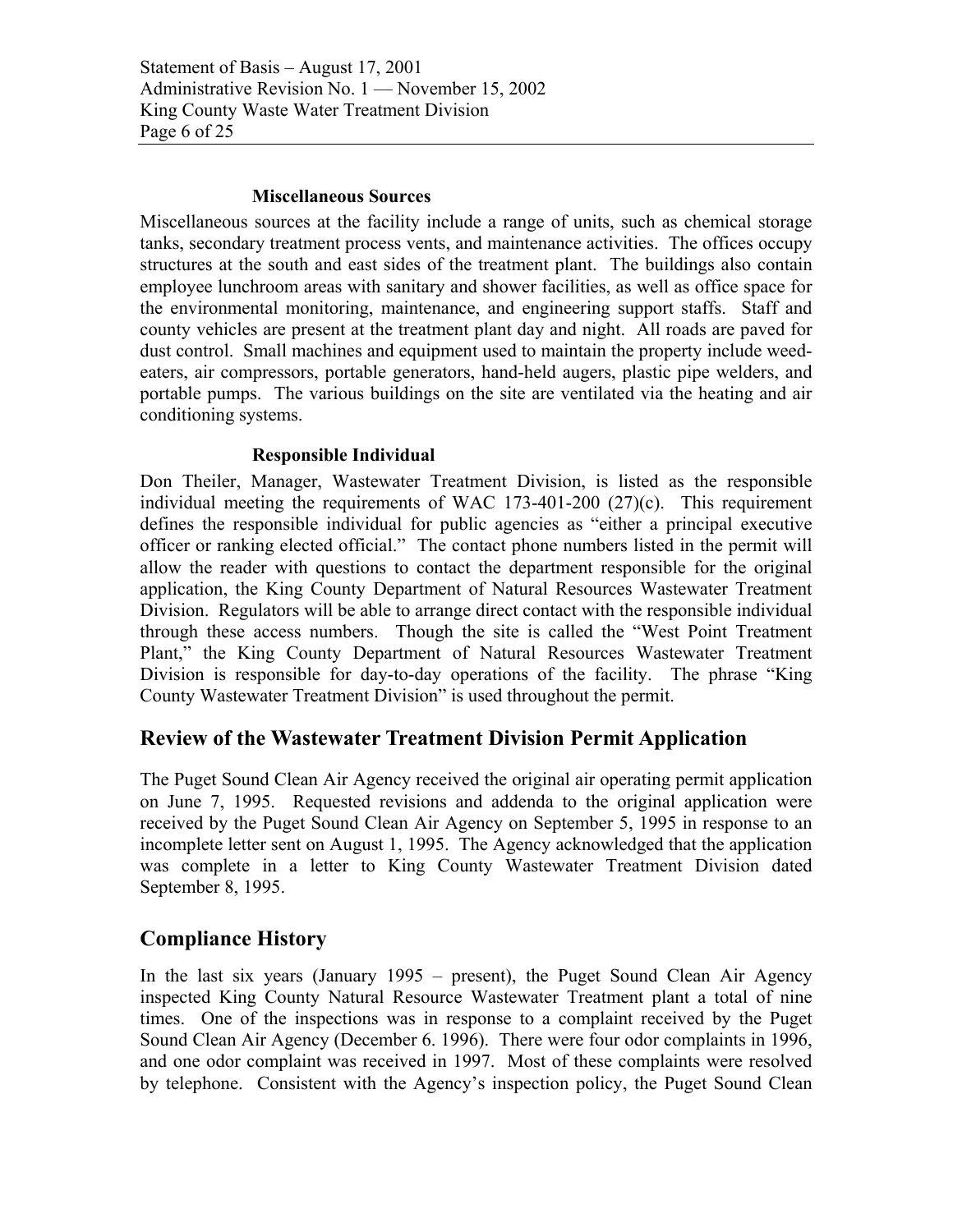### Miscellaneous Sources

Miscellaneous sources at the facility include a range of units, such as chemical storage tanks, secondary treatment process vents, and maintenance activities. The offices occupy structures at the south and east sides of the treatment plant. The buildings also contain employee lunchroom areas with sanitary and shower facilities, as well as office space for the environmental monitoring, maintenance, and engineering support staffs. Staff and county vehicles are present at the treatment plant day and night. All roads are paved for dust control. Small machines and equipment used to maintain the property include weed-eaters, air compressors, portable generators, hand-held augers, plastic pipe welders, and portable pumps. The various buildings on the site are ventilated via the heating and air conditioning systems.

### Responsible Individual

Don Theiler, Manager, Wastewater Treatment Division, is listed as the responsible individual meeting the requirements of WAC 173-401-200 (27)(c). This requirement defines the responsible individual for public agencies as "either a principal executive officer or ranking elected official." The contact phone numbers listed in the permit will allow the reader with questions to contact the department responsible for the original application, the King County Department of Natural Resources Wastewater Treatment Division. Regulators will be able to arrange direct contact with the responsible individual through these access numbers. Though the site is called the "West Point Treatment Plant," the King County Department of Natural Resources Wastewater Treatment Division is responsible for day-to-day operations of the facility. The phrase "King County Wastewater Treatment Division" is used throughout the permit.

## Review of the Wastewater Treatment Division Permit Application

The Puget Sound Clean Air Agency received the original air operating permit application on June 7, 1995. Requested revisions and addenda to the original application were received by the Puget Sound Clean Air Agency on September 5, 1995 in response to an incomplete letter sent on August 1, 1995. The Agency acknowledged that the application was complete in a letter to King County Wastewater Treatment Division dated September 8, 1995.

## Compliance History

In the last six years (January 1995 – present), the Puget Sound Clean Air Agency inspected King County Natural Resource Wastewater Treatment plant a total of nine times. One of the inspections was in response to a complaint received by the Puget Sound Clean Air Agency (December 6. 1996). There were four odor complaints in 1996, and one odor complaint was received in 1997. Most of these complaints were resolved by telephone. Consistent with the Agency's inspection policy, the Puget Sound Clean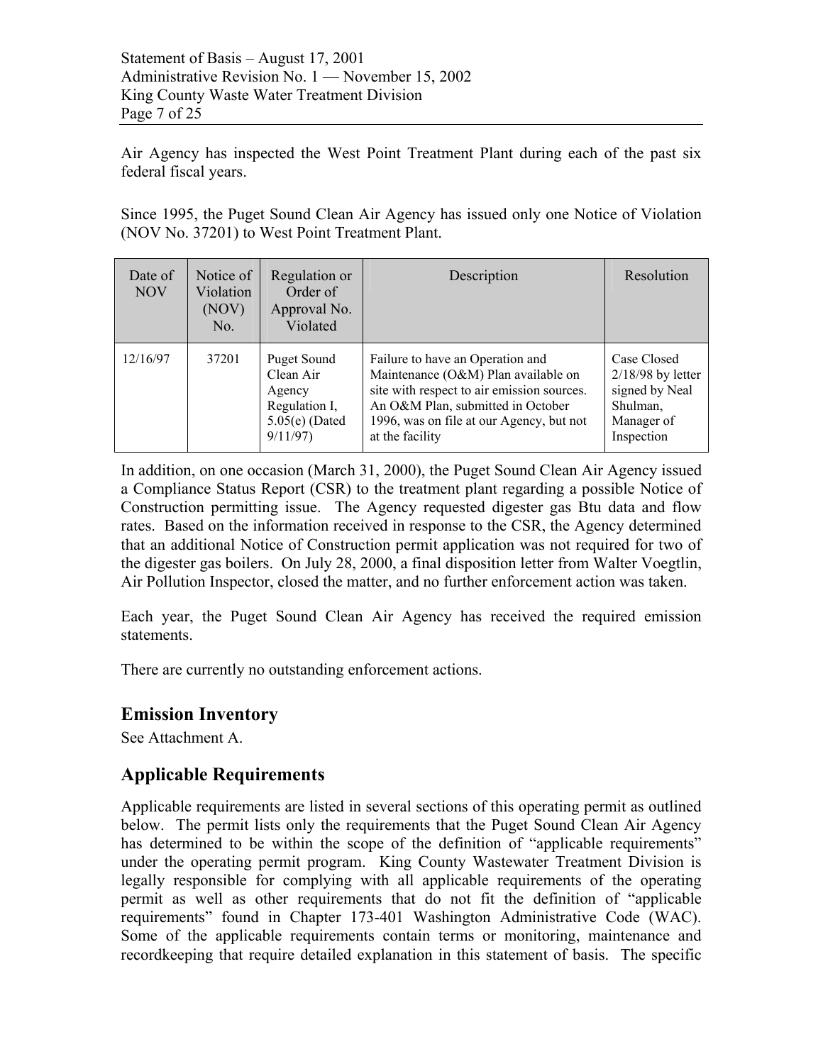Air Agency has inspected the West Point Treatment Plant during each of the past six federal fiscal years.

Since 1995, the Puget Sound Clean Air Agency has issued only one Notice of Violation (NOV No. 37201) to West Point Treatment Plant.

| Date of NOV | Notice of Violation (NOV) No. | Regulation or Order of Approval No. Violated | Description | Resolution |
|---|---|---|---|---|
| 12/16/97 | 37201 | Puget Sound Clean Air Agency Regulation I, 5.05(e) (Dated 9/11/97) | Failure to have an Operation and Maintenance (O&M) Plan available on site with respect to air emission sources. An O&M Plan, submitted in October 1996, was on file at our Agency, but not at the facility | Case Closed 2/18/98 by letter signed by Neal Shulman, Manager of Inspection |

In addition, on one occasion (March 31, 2000), the Puget Sound Clean Air Agency issued a Compliance Status Report (CSR) to the treatment plant regarding a possible Notice of Construction permitting issue. The Agency requested digester gas Btu data and flow rates. Based on the information received in response to the CSR, the Agency determined that an additional Notice of Construction permit application was not required for two of the digester gas boilers. On July 28, 2000, a final disposition letter from Walter Voegtlin, Air Pollution Inspector, closed the matter, and no further enforcement action was taken.

Each year, the Puget Sound Clean Air Agency has received the required emission statements.

There are currently no outstanding enforcement actions.

## Emission Inventory

See Attachment A.

## Applicable Requirements

Applicable requirements are listed in several sections of this operating permit as outlined below. The permit lists only the requirements that the Puget Sound Clean Air Agency has determined to be within the scope of the definition of "applicable requirements" under the operating permit program. King County Wastewater Treatment Division is legally responsible for complying with all applicable requirements of the operating permit as well as other requirements that do not fit the definition of "applicable requirements" found in Chapter 173-401 Washington Administrative Code (WAC). Some of the applicable requirements contain terms or monitoring, maintenance and recordkeeping that require detailed explanation in this statement of basis. The specific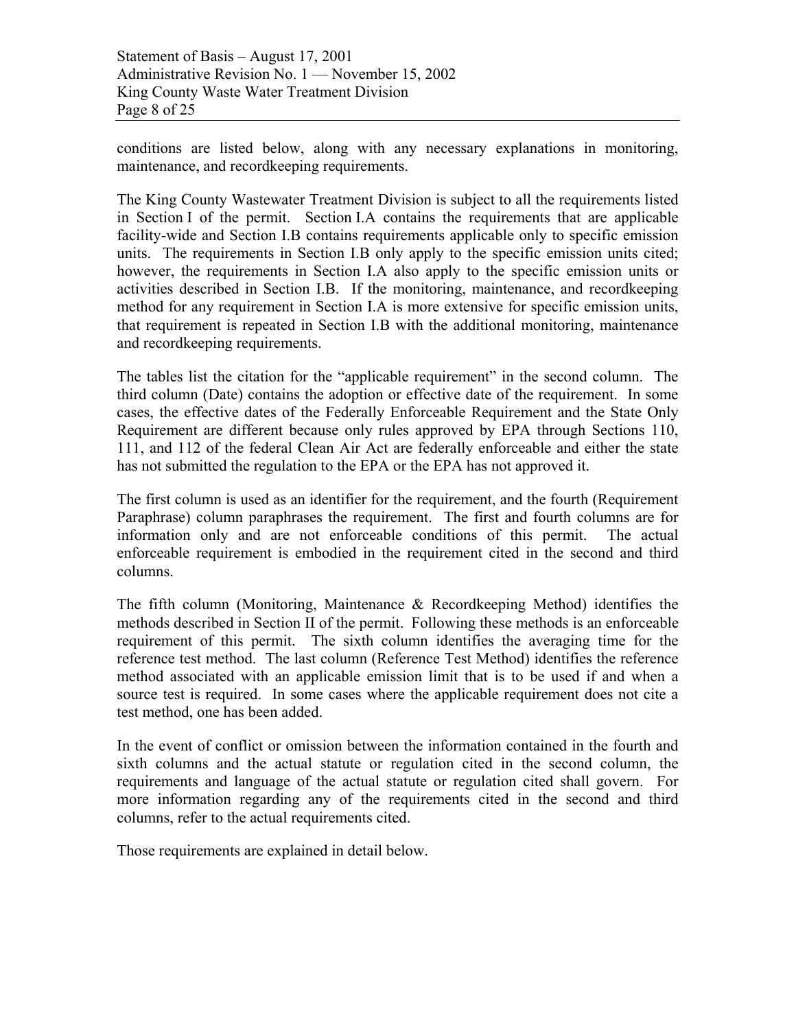conditions are listed below, along with any necessary explanations in monitoring, maintenance, and recordkeeping requirements.

The King County Wastewater Treatment Division is subject to all the requirements listed in Section I of the permit. Section I.A contains the requirements that are applicable facility-wide and Section I.B contains requirements applicable only to specific emission units. The requirements in Section I.B only apply to the specific emission units cited; however, the requirements in Section I.A also apply to the specific emission units or activities described in Section I.B. If the monitoring, maintenance, and recordkeeping method for any requirement in Section I.A is more extensive for specific emission units, that requirement is repeated in Section I.B with the additional monitoring, maintenance and recordkeeping requirements.

The tables list the citation for the "applicable requirement" in the second column. The third column (Date) contains the adoption or effective date of the requirement. In some cases, the effective dates of the Federally Enforceable Requirement and the State Only Requirement are different because only rules approved by EPA through Sections 110, 111, and 112 of the federal Clean Air Act are federally enforceable and either the state has not submitted the regulation to the EPA or the EPA has not approved it.

The first column is used as an identifier for the requirement, and the fourth (Requirement Paraphrase) column paraphrases the requirement. The first and fourth columns are for information only and are not enforceable conditions of this permit. The actual enforceable requirement is embodied in the requirement cited in the second and third columns.

The fifth column (Monitoring, Maintenance & Recordkeeping Method) identifies the methods described in Section II of the permit. Following these methods is an enforceable requirement of this permit. The sixth column identifies the averaging time for the reference test method. The last column (Reference Test Method) identifies the reference method associated with an applicable emission limit that is to be used if and when a source test is required. In some cases where the applicable requirement does not cite a test method, one has been added.

In the event of conflict or omission between the information contained in the fourth and sixth columns and the actual statute or regulation cited in the second column, the requirements and language of the actual statute or regulation cited shall govern. For more information regarding any of the requirements cited in the second and third columns, refer to the actual requirements cited.

Those requirements are explained in detail below.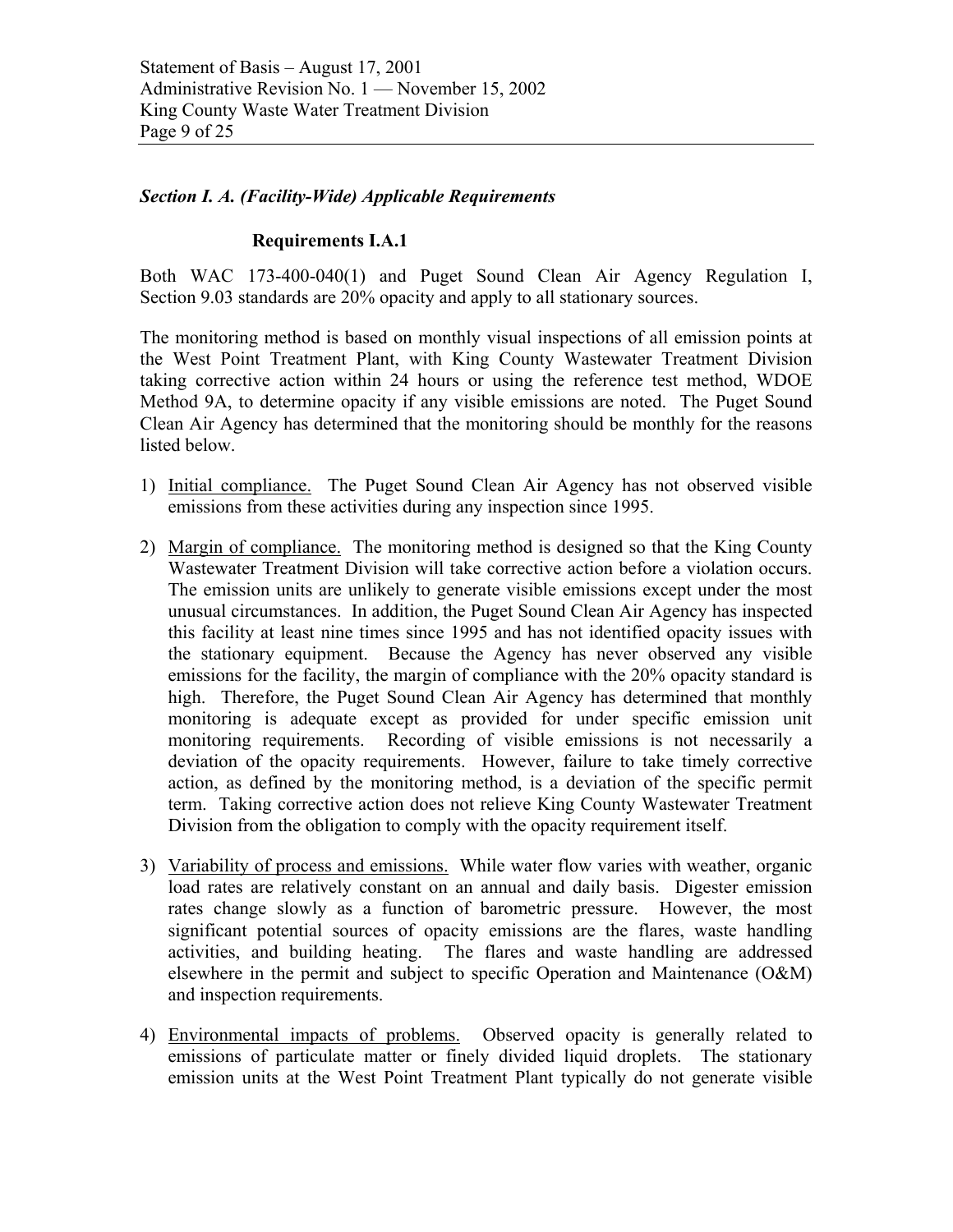*Section I. A. (Facility-Wide) Applicable Requirements*

**Requirements I.A.1**

Both WAC 173-400-040(1) and Puget Sound Clean Air Agency Regulation I, Section 9.03 standards are 20% opacity and apply to all stationary sources.

The monitoring method is based on monthly visual inspections of all emission points at the West Point Treatment Plant, with King County Wastewater Treatment Division taking corrective action within 24 hours or using the reference test method, WDOE Method 9A, to determine opacity if any visible emissions are noted. The Puget Sound Clean Air Agency has determined that the monitoring should be monthly for the reasons listed below.

1) Initial compliance. The Puget Sound Clean Air Agency has not observed visible emissions from these activities during any inspection since 1995.

2) Margin of compliance. The monitoring method is designed so that the King County Wastewater Treatment Division will take corrective action before a violation occurs. The emission units are unlikely to generate visible emissions except under the most unusual circumstances. In addition, the Puget Sound Clean Air Agency has inspected this facility at least nine times since 1995 and has not identified opacity issues with the stationary equipment. Because the Agency has never observed any visible emissions for the facility, the margin of compliance with the 20% opacity standard is high. Therefore, the Puget Sound Clean Air Agency has determined that monthly monitoring is adequate except as provided for under specific emission unit monitoring requirements. Recording of visible emissions is not necessarily a deviation of the opacity requirements. However, failure to take timely corrective action, as defined by the monitoring method, is a deviation of the specific permit term. Taking corrective action does not relieve King County Wastewater Treatment Division from the obligation to comply with the opacity requirement itself.

3) Variability of process and emissions. While water flow varies with weather, organic load rates are relatively constant on an annual and daily basis. Digester emission rates change slowly as a function of barometric pressure. However, the most significant potential sources of opacity emissions are the flares, waste handling activities, and building heating. The flares and waste handling are addressed elsewhere in the permit and subject to specific Operation and Maintenance (O&M) and inspection requirements.

4) Environmental impacts of problems. Observed opacity is generally related to emissions of particulate matter or finely divided liquid droplets. The stationary emission units at the West Point Treatment Plant typically do not generate visible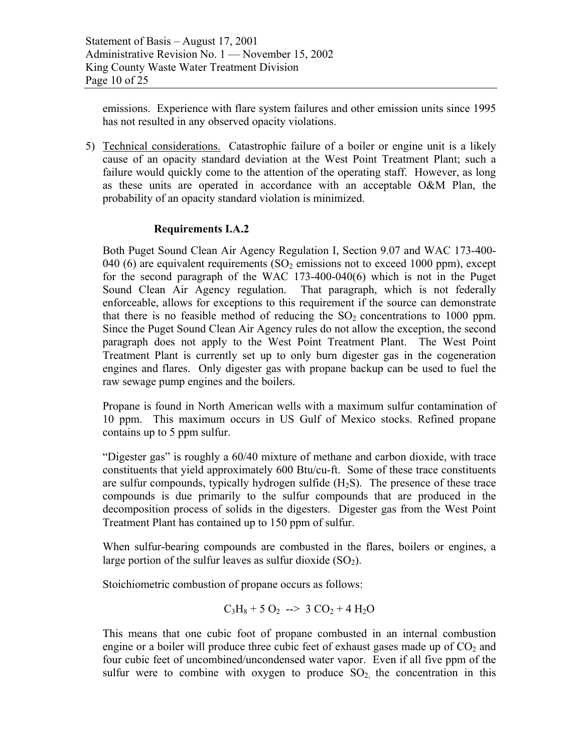emissions. Experience with flare system failures and other emission units since 1995 has not resulted in any observed opacity violations.

5) Technical considerations. Catastrophic failure of a boiler or engine unit is a likely cause of an opacity standard deviation at the West Point Treatment Plant; such a failure would quickly come to the attention of the operating staff. However, as long as these units are operated in accordance with an acceptable O&M Plan, the probability of an opacity standard violation is minimized.

**Requirements I.A.2**

Both Puget Sound Clean Air Agency Regulation I, Section 9.07 and WAC 173-400-040 (6) are equivalent requirements ($SO_2$ emissions not to exceed 1000 ppm), except for the second paragraph of the WAC 173-400-040(6) which is not in the Puget Sound Clean Air Agency regulation. That paragraph, which is not federally enforceable, allows for exceptions to this requirement if the source can demonstrate that there is no feasible method of reducing the $SO_2$ concentrations to 1000 ppm. Since the Puget Sound Clean Air Agency rules do not allow the exception, the second paragraph does not apply to the West Point Treatment Plant. The West Point Treatment Plant is currently set up to only burn digester gas in the cogeneration engines and flares. Only digester gas with propane backup can be used to fuel the raw sewage pump engines and the boilers.

Propane is found in North American wells with a maximum sulfur contamination of 10 ppm. This maximum occurs in US Gulf of Mexico stocks. Refined propane contains up to 5 ppm sulfur.

"Digester gas" is roughly a 60/40 mixture of methane and carbon dioxide, with trace constituents that yield approximately 600 Btu/cu-ft. Some of these trace constituents are sulfur compounds, typically hydrogen sulfide ($H_2S$). The presence of these trace compounds is due primarily to the sulfur compounds that are produced in the decomposition process of solids in the digesters. Digester gas from the West Point Treatment Plant has contained up to 150 ppm of sulfur.

When sulfur-bearing compounds are combusted in the flares, boilers or engines, a large portion of the sulfur leaves as sulfur dioxide ($SO_2$).

Stoichiometric combustion of propane occurs as follows:

$$C_3H_8 + 5\ O_2 \ \text{-->}\ 3\ CO_2 + 4\ H_2O$$

This means that one cubic foot of propane combusted in an internal combustion engine or a boiler will produce three cubic feet of exhaust gases made up of $CO_2$ and four cubic feet of uncombined/uncondensed water vapor. Even if all five ppm of the sulfur were to combine with oxygen to produce $SO_2$, the concentration in this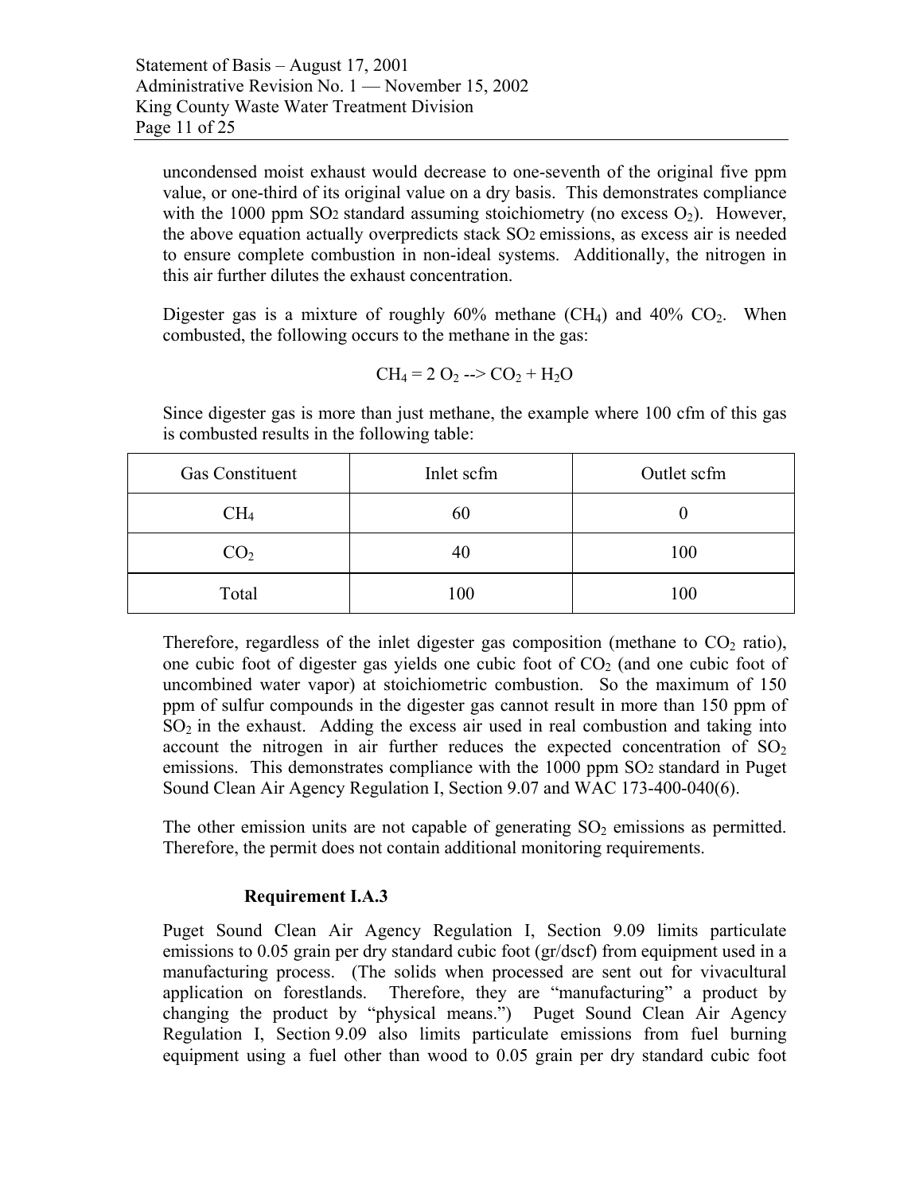uncondensed moist exhaust would decrease to one-seventh of the original five ppm value, or one-third of its original value on a dry basis. This demonstrates compliance with the 1000 ppm $SO_2$ standard assuming stoichiometry (no excess $O_2$). However, the above equation actually overpredicts stack $SO_2$ emissions, as excess air is needed to ensure complete combustion in non-ideal systems. Additionally, the nitrogen in this air further dilutes the exhaust concentration.

Digester gas is a mixture of roughly 60% methane ($CH_4$) and 40% $CO_2$. When combusted, the following occurs to the methane in the gas:

$$CH_4 = 2\ O_2 \dashrightarrow CO_2 + H_2O$$

Since digester gas is more than just methane, the example where 100 cfm of this gas is combusted results in the following table:

| Gas Constituent | Inlet scfm | Outlet scfm |
|---|---|---|
| $CH_4$ | 60 | 0 |
| $CO_2$ | 40 | 100 |
| Total | 100 | 100 |

Therefore, regardless of the inlet digester gas composition (methane to $CO_2$ ratio), one cubic foot of digester gas yields one cubic foot of $CO_2$ (and one cubic foot of uncombined water vapor) at stoichiometric combustion. So the maximum of 150 ppm of sulfur compounds in the digester gas cannot result in more than 150 ppm of $SO_2$ in the exhaust. Adding the excess air used in real combustion and taking into account the nitrogen in air further reduces the expected concentration of $SO_2$ emissions. This demonstrates compliance with the 1000 ppm $SO_2$ standard in Puget Sound Clean Air Agency Regulation I, Section 9.07 and WAC 173-400-040(6).

The other emission units are not capable of generating $SO_2$ emissions as permitted. Therefore, the permit does not contain additional monitoring requirements.

**Requirement I.A.3**

Puget Sound Clean Air Agency Regulation I, Section 9.09 limits particulate emissions to 0.05 grain per dry standard cubic foot (gr/dscf) from equipment used in a manufacturing process. (The solids when processed are sent out for vivacultural application on forestlands. Therefore, they are "manufacturing" a product by changing the product by "physical means.") Puget Sound Clean Air Agency Regulation I, Section 9.09 also limits particulate emissions from fuel burning equipment using a fuel other than wood to 0.05 grain per dry standard cubic foot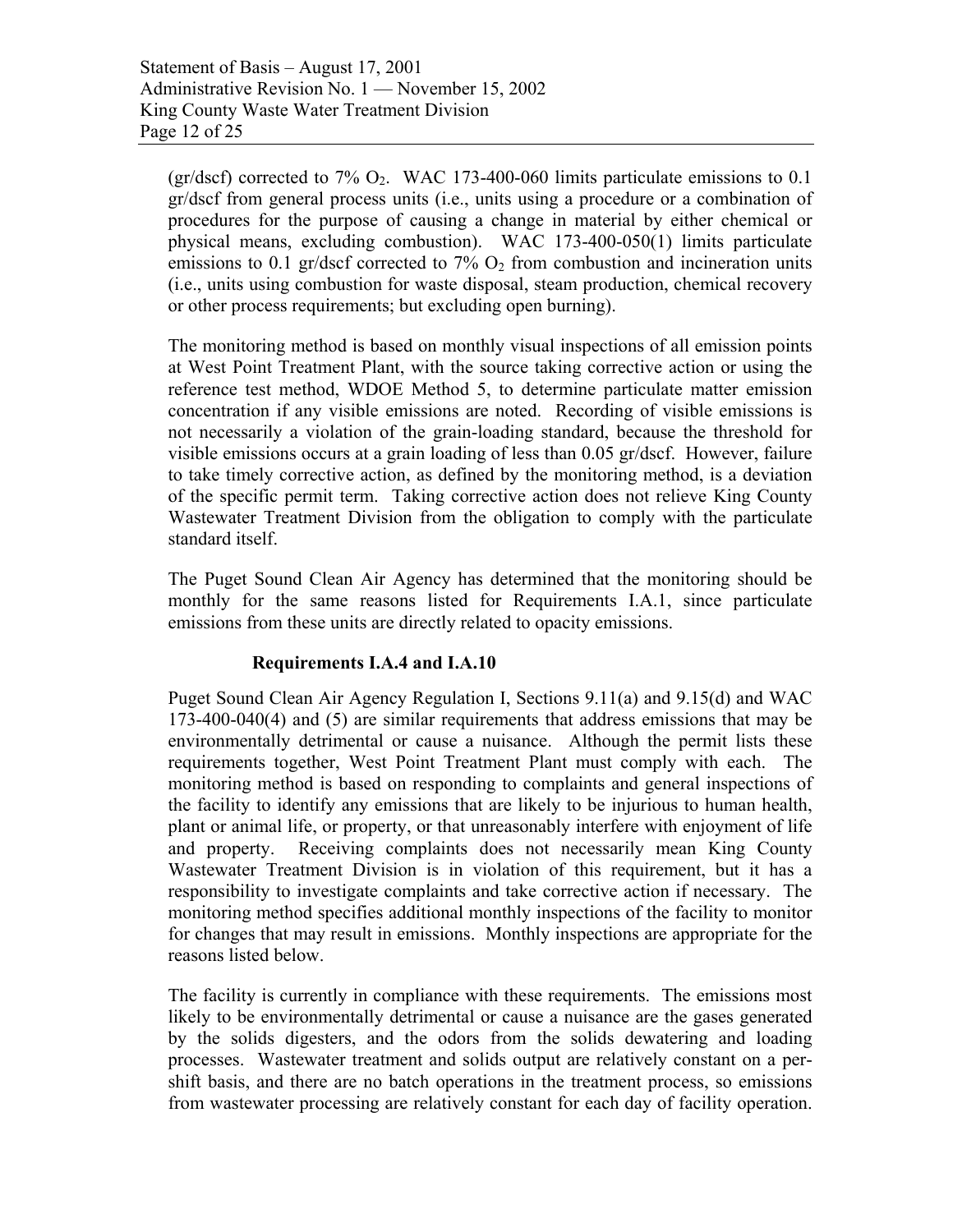(gr/dscf) corrected to 7% $O_2$. WAC 173-400-060 limits particulate emissions to 0.1 gr/dscf from general process units (i.e., units using a procedure or a combination of procedures for the purpose of causing a change in material by either chemical or physical means, excluding combustion). WAC 173-400-050(1) limits particulate emissions to 0.1 gr/dscf corrected to 7% $O_2$ from combustion and incineration units (i.e., units using combustion for waste disposal, steam production, chemical recovery or other process requirements; but excluding open burning).

The monitoring method is based on monthly visual inspections of all emission points at West Point Treatment Plant, with the source taking corrective action or using the reference test method, WDOE Method 5, to determine particulate matter emission concentration if any visible emissions are noted. Recording of visible emissions is not necessarily a violation of the grain-loading standard, because the threshold for visible emissions occurs at a grain loading of less than 0.05 gr/dscf. However, failure to take timely corrective action, as defined by the monitoring method, is a deviation of the specific permit term. Taking corrective action does not relieve King County Wastewater Treatment Division from the obligation to comply with the particulate standard itself.

The Puget Sound Clean Air Agency has determined that the monitoring should be monthly for the same reasons listed for Requirements I.A.1, since particulate emissions from these units are directly related to opacity emissions.

**Requirements I.A.4 and I.A.10**

Puget Sound Clean Air Agency Regulation I, Sections 9.11(a) and 9.15(d) and WAC 173-400-040(4) and (5) are similar requirements that address emissions that may be environmentally detrimental or cause a nuisance. Although the permit lists these requirements together, West Point Treatment Plant must comply with each. The monitoring method is based on responding to complaints and general inspections of the facility to identify any emissions that are likely to be injurious to human health, plant or animal life, or property, or that unreasonably interfere with enjoyment of life and property. Receiving complaints does not necessarily mean King County Wastewater Treatment Division is in violation of this requirement, but it has a responsibility to investigate complaints and take corrective action if necessary. The monitoring method specifies additional monthly inspections of the facility to monitor for changes that may result in emissions. Monthly inspections are appropriate for the reasons listed below.

The facility is currently in compliance with these requirements. The emissions most likely to be environmentally detrimental or cause a nuisance are the gases generated by the solids digesters, and the odors from the solids dewatering and loading processes. Wastewater treatment and solids output are relatively constant on a per-shift basis, and there are no batch operations in the treatment process, so emissions from wastewater processing are relatively constant for each day of facility operation.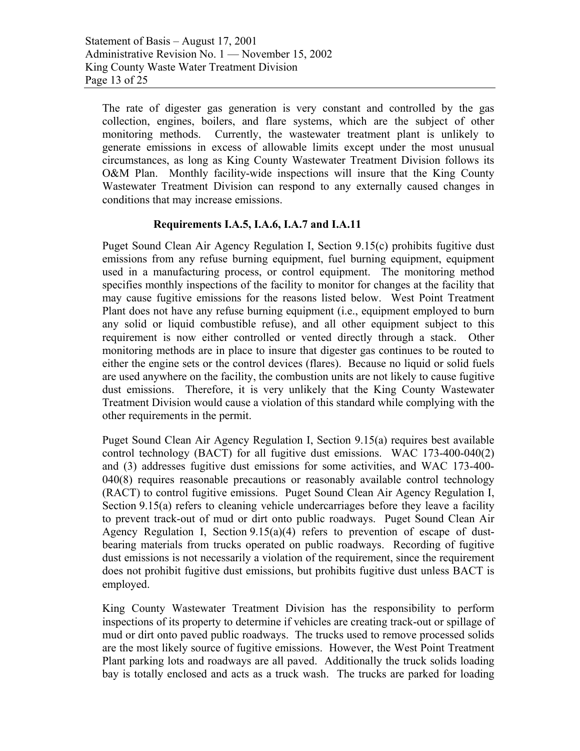The rate of digester gas generation is very constant and controlled by the gas collection, engines, boilers, and flare systems, which are the subject of other monitoring methods. Currently, the wastewater treatment plant is unlikely to generate emissions in excess of allowable limits except under the most unusual circumstances, as long as King County Wastewater Treatment Division follows its O&M Plan. Monthly facility-wide inspections will insure that the King County Wastewater Treatment Division can respond to any externally caused changes in conditions that may increase emissions.

**Requirements I.A.5, I.A.6, I.A.7 and I.A.11**

Puget Sound Clean Air Agency Regulation I, Section 9.15(c) prohibits fugitive dust emissions from any refuse burning equipment, fuel burning equipment, equipment used in a manufacturing process, or control equipment. The monitoring method specifies monthly inspections of the facility to monitor for changes at the facility that may cause fugitive emissions for the reasons listed below. West Point Treatment Plant does not have any refuse burning equipment (i.e., equipment employed to burn any solid or liquid combustible refuse), and all other equipment subject to this requirement is now either controlled or vented directly through a stack. Other monitoring methods are in place to insure that digester gas continues to be routed to either the engine sets or the control devices (flares). Because no liquid or solid fuels are used anywhere on the facility, the combustion units are not likely to cause fugitive dust emissions. Therefore, it is very unlikely that the King County Wastewater Treatment Division would cause a violation of this standard while complying with the other requirements in the permit.

Puget Sound Clean Air Agency Regulation I, Section 9.15(a) requires best available control technology (BACT) for all fugitive dust emissions. WAC 173-400-040(2) and (3) addresses fugitive dust emissions for some activities, and WAC 173-400-040(8) requires reasonable precautions or reasonably available control technology (RACT) to control fugitive emissions. Puget Sound Clean Air Agency Regulation I, Section 9.15(a) refers to cleaning vehicle undercarriages before they leave a facility to prevent track-out of mud or dirt onto public roadways. Puget Sound Clean Air Agency Regulation I, Section 9.15(a)(4) refers to prevention of escape of dust-bearing materials from trucks operated on public roadways. Recording of fugitive dust emissions is not necessarily a violation of the requirement, since the requirement does not prohibit fugitive dust emissions, but prohibits fugitive dust unless BACT is employed.

King County Wastewater Treatment Division has the responsibility to perform inspections of its property to determine if vehicles are creating track-out or spillage of mud or dirt onto paved public roadways. The trucks used to remove processed solids are the most likely source of fugitive emissions. However, the West Point Treatment Plant parking lots and roadways are all paved. Additionally the truck solids loading bay is totally enclosed and acts as a truck wash. The trucks are parked for loading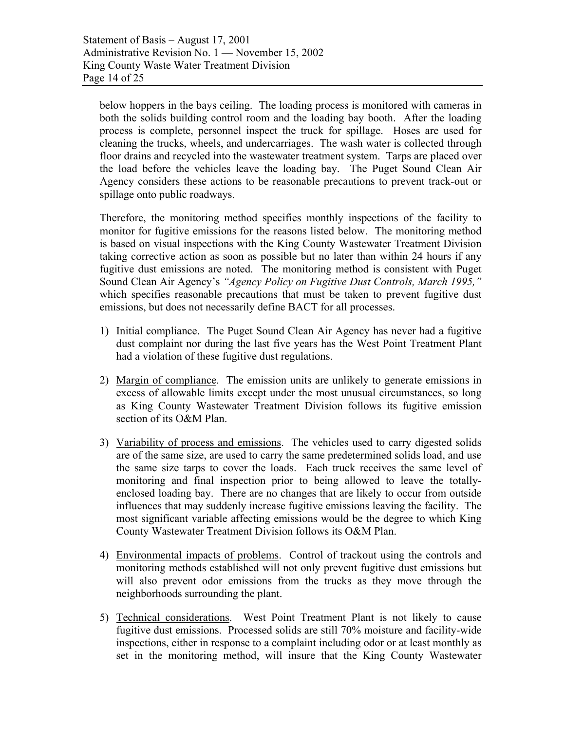below hoppers in the bays ceiling. The loading process is monitored with cameras in both the solids building control room and the loading bay booth. After the loading process is complete, personnel inspect the truck for spillage. Hoses are used for cleaning the trucks, wheels, and undercarriages. The wash water is collected through floor drains and recycled into the wastewater treatment system. Tarps are placed over the load before the vehicles leave the loading bay. The Puget Sound Clean Air Agency considers these actions to be reasonable precautions to prevent track-out or spillage onto public roadways.

Therefore, the monitoring method specifies monthly inspections of the facility to monitor for fugitive emissions for the reasons listed below. The monitoring method is based on visual inspections with the King County Wastewater Treatment Division taking corrective action as soon as possible but no later than within 24 hours if any fugitive dust emissions are noted. The monitoring method is consistent with Puget Sound Clean Air Agency's *"Agency Policy on Fugitive Dust Controls, March 1995,"* which specifies reasonable precautions that must be taken to prevent fugitive dust emissions, but does not necessarily define BACT for all processes.

1) Initial compliance. The Puget Sound Clean Air Agency has never had a fugitive dust complaint nor during the last five years has the West Point Treatment Plant had a violation of these fugitive dust regulations.

2) Margin of compliance. The emission units are unlikely to generate emissions in excess of allowable limits except under the most unusual circumstances, so long as King County Wastewater Treatment Division follows its fugitive emission section of its O&M Plan.

3) Variability of process and emissions. The vehicles used to carry digested solids are of the same size, are used to carry the same predetermined solids load, and use the same size tarps to cover the loads. Each truck receives the same level of monitoring and final inspection prior to being allowed to leave the totally-enclosed loading bay. There are no changes that are likely to occur from outside influences that may suddenly increase fugitive emissions leaving the facility. The most significant variable affecting emissions would be the degree to which King County Wastewater Treatment Division follows its O&M Plan.

4) Environmental impacts of problems. Control of trackout using the controls and monitoring methods established will not only prevent fugitive dust emissions but will also prevent odor emissions from the trucks as they move through the neighborhoods surrounding the plant.

5) Technical considerations. West Point Treatment Plant is not likely to cause fugitive dust emissions. Processed solids are still 70% moisture and facility-wide inspections, either in response to a complaint including odor or at least monthly as set in the monitoring method, will insure that the King County Wastewater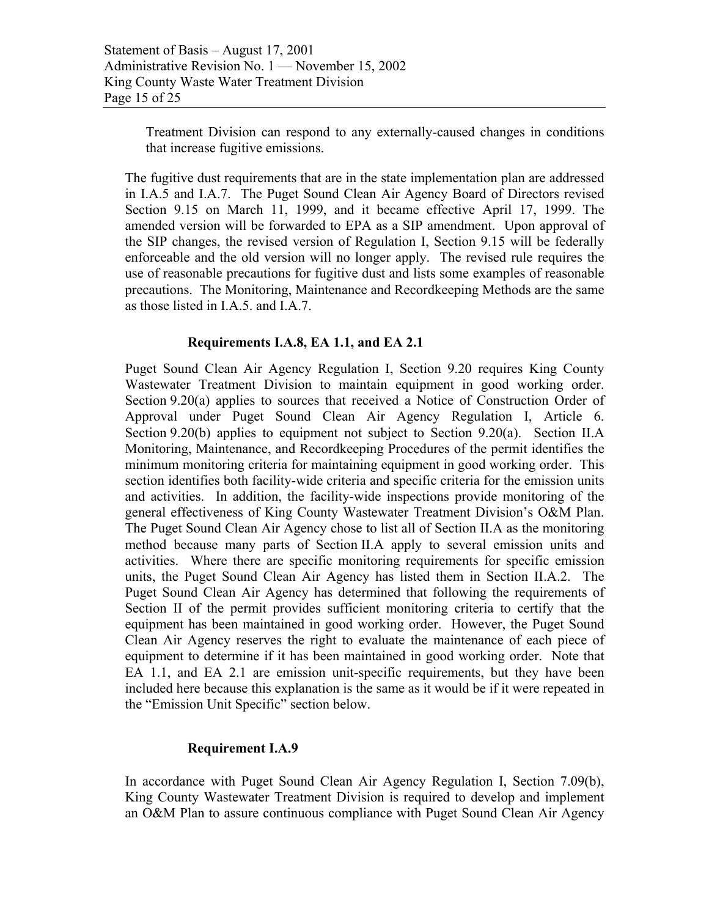Treatment Division can respond to any externally-caused changes in conditions that increase fugitive emissions.

The fugitive dust requirements that are in the state implementation plan are addressed in I.A.5 and I.A.7. The Puget Sound Clean Air Agency Board of Directors revised Section 9.15 on March 11, 1999, and it became effective April 17, 1999. The amended version will be forwarded to EPA as a SIP amendment. Upon approval of the SIP changes, the revised version of Regulation I, Section 9.15 will be federally enforceable and the old version will no longer apply. The revised rule requires the use of reasonable precautions for fugitive dust and lists some examples of reasonable precautions. The Monitoring, Maintenance and Recordkeeping Methods are the same as those listed in I.A.5. and I.A.7.

**Requirements I.A.8, EA 1.1, and EA 2.1**

Puget Sound Clean Air Agency Regulation I, Section 9.20 requires King County Wastewater Treatment Division to maintain equipment in good working order. Section 9.20(a) applies to sources that received a Notice of Construction Order of Approval under Puget Sound Clean Air Agency Regulation I, Article 6. Section 9.20(b) applies to equipment not subject to Section 9.20(a). Section II.A Monitoring, Maintenance, and Recordkeeping Procedures of the permit identifies the minimum monitoring criteria for maintaining equipment in good working order. This section identifies both facility-wide criteria and specific criteria for the emission units and activities. In addition, the facility-wide inspections provide monitoring of the general effectiveness of King County Wastewater Treatment Division's O&M Plan. The Puget Sound Clean Air Agency chose to list all of Section II.A as the monitoring method because many parts of Section II.A apply to several emission units and activities. Where there are specific monitoring requirements for specific emission units, the Puget Sound Clean Air Agency has listed them in Section II.A.2. The Puget Sound Clean Air Agency has determined that following the requirements of Section II of the permit provides sufficient monitoring criteria to certify that the equipment has been maintained in good working order. However, the Puget Sound Clean Air Agency reserves the right to evaluate the maintenance of each piece of equipment to determine if it has been maintained in good working order. Note that EA 1.1, and EA 2.1 are emission unit-specific requirements, but they have been included here because this explanation is the same as it would be if it were repeated in the "Emission Unit Specific" section below.

**Requirement I.A.9**

In accordance with Puget Sound Clean Air Agency Regulation I, Section 7.09(b), King County Wastewater Treatment Division is required to develop and implement an O&M Plan to assure continuous compliance with Puget Sound Clean Air Agency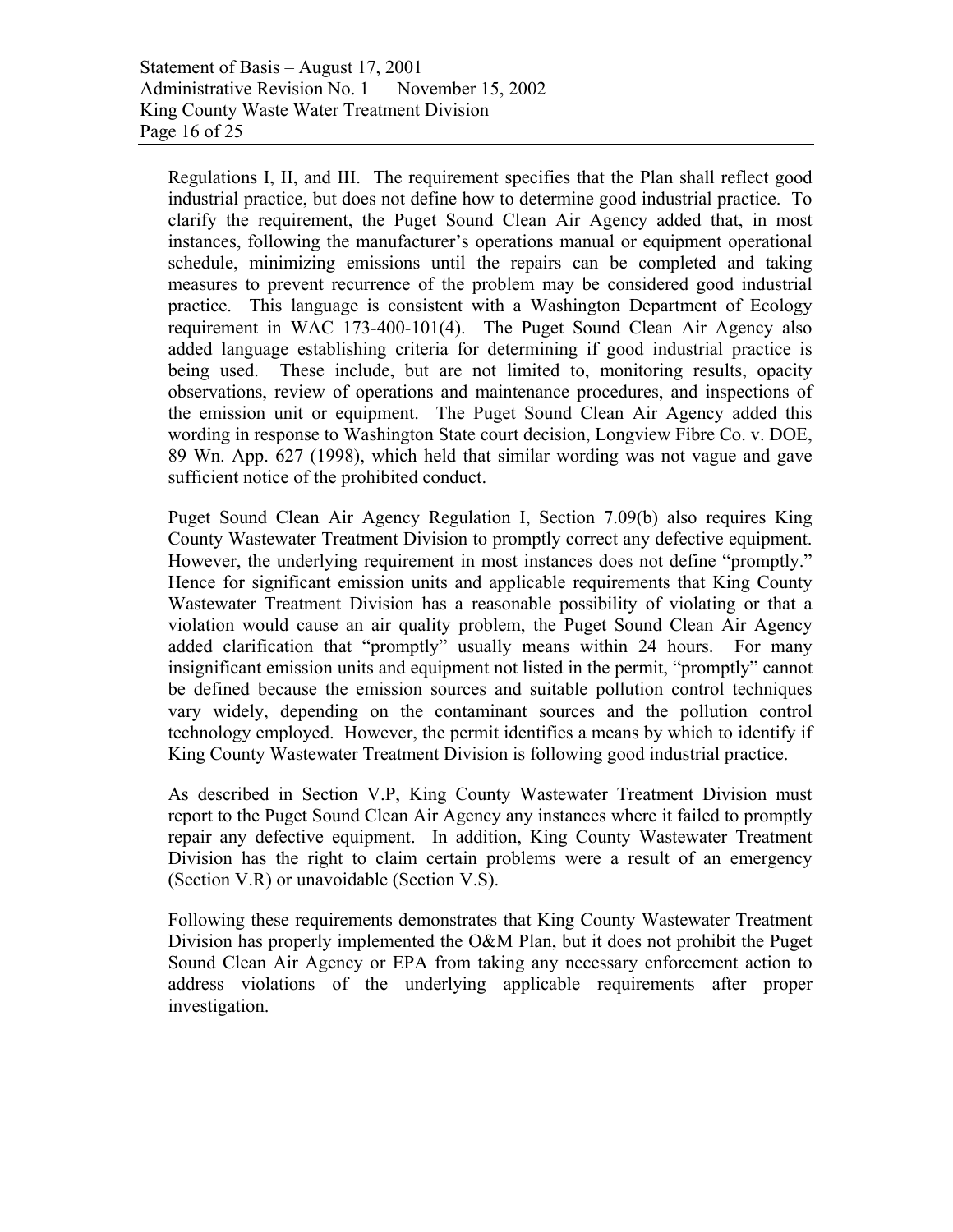Regulations I, II, and III. The requirement specifies that the Plan shall reflect good industrial practice, but does not define how to determine good industrial practice. To clarify the requirement, the Puget Sound Clean Air Agency added that, in most instances, following the manufacturer's operations manual or equipment operational schedule, minimizing emissions until the repairs can be completed and taking measures to prevent recurrence of the problem may be considered good industrial practice. This language is consistent with a Washington Department of Ecology requirement in WAC 173-400-101(4). The Puget Sound Clean Air Agency also added language establishing criteria for determining if good industrial practice is being used. These include, but are not limited to, monitoring results, opacity observations, review of operations and maintenance procedures, and inspections of the emission unit or equipment. The Puget Sound Clean Air Agency added this wording in response to Washington State court decision, Longview Fibre Co. v. DOE, 89 Wn. App. 627 (1998), which held that similar wording was not vague and gave sufficient notice of the prohibited conduct.

Puget Sound Clean Air Agency Regulation I, Section 7.09(b) also requires King County Wastewater Treatment Division to promptly correct any defective equipment. However, the underlying requirement in most instances does not define "promptly." Hence for significant emission units and applicable requirements that King County Wastewater Treatment Division has a reasonable possibility of violating or that a violation would cause an air quality problem, the Puget Sound Clean Air Agency added clarification that "promptly" usually means within 24 hours. For many insignificant emission units and equipment not listed in the permit, "promptly" cannot be defined because the emission sources and suitable pollution control techniques vary widely, depending on the contaminant sources and the pollution control technology employed. However, the permit identifies a means by which to identify if King County Wastewater Treatment Division is following good industrial practice.

As described in Section V.P, King County Wastewater Treatment Division must report to the Puget Sound Clean Air Agency any instances where it failed to promptly repair any defective equipment. In addition, King County Wastewater Treatment Division has the right to claim certain problems were a result of an emergency (Section V.R) or unavoidable (Section V.S).

Following these requirements demonstrates that King County Wastewater Treatment Division has properly implemented the O&M Plan, but it does not prohibit the Puget Sound Clean Air Agency or EPA from taking any necessary enforcement action to address violations of the underlying applicable requirements after proper investigation.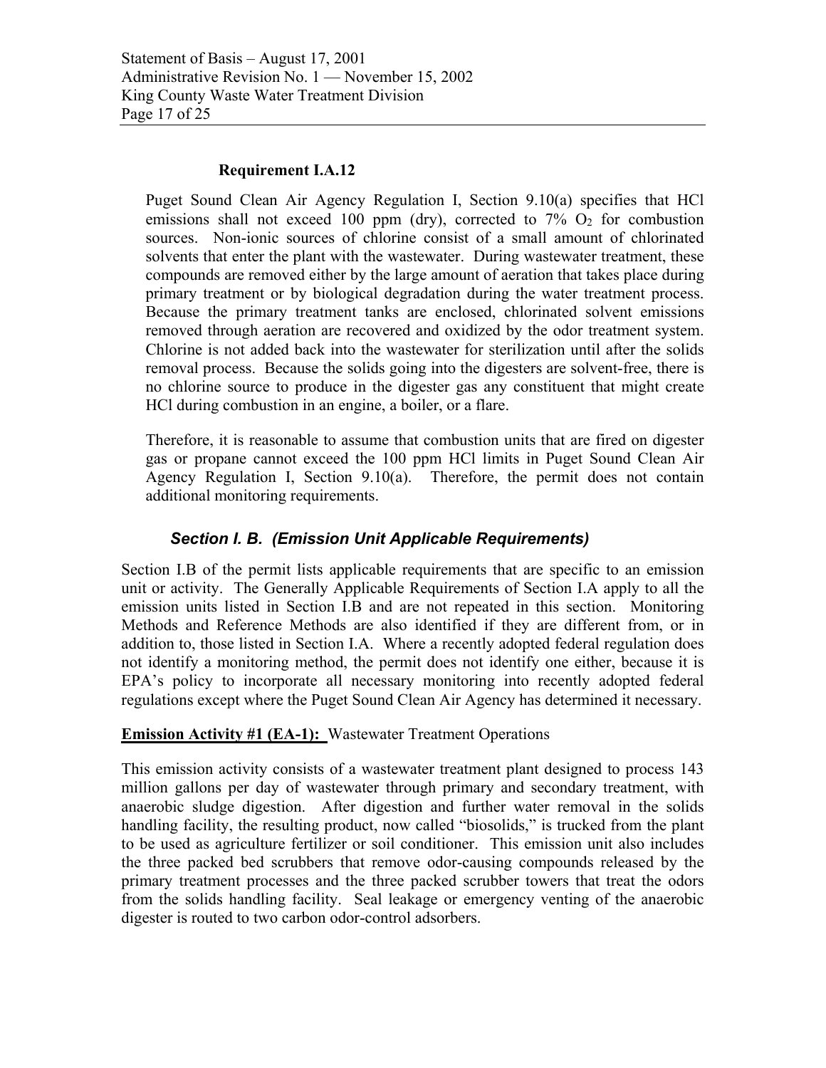**Requirement I.A.12**

Puget Sound Clean Air Agency Regulation I, Section 9.10(a) specifies that HCl emissions shall not exceed 100 ppm (dry), corrected to 7% $O_2$ for combustion sources. Non-ionic sources of chlorine consist of a small amount of chlorinated solvents that enter the plant with the wastewater. During wastewater treatment, these compounds are removed either by the large amount of aeration that takes place during primary treatment or by biological degradation during the water treatment process. Because the primary treatment tanks are enclosed, chlorinated solvent emissions removed through aeration are recovered and oxidized by the odor treatment system. Chlorine is not added back into the wastewater for sterilization until after the solids removal process. Because the solids going into the digesters are solvent-free, there is no chlorine source to produce in the digester gas any constituent that might create HCl during combustion in an engine, a boiler, or a flare.

Therefore, it is reasonable to assume that combustion units that are fired on digester gas or propane cannot exceed the 100 ppm HCl limits in Puget Sound Clean Air Agency Regulation I, Section 9.10(a). Therefore, the permit does not contain additional monitoring requirements.

### *Section I. B. (Emission Unit Applicable Requirements)*

Section I.B of the permit lists applicable requirements that are specific to an emission unit or activity. The Generally Applicable Requirements of Section I.A apply to all the emission units listed in Section I.B and are not repeated in this section. Monitoring Methods and Reference Methods are also identified if they are different from, or in addition to, those listed in Section I.A. Where a recently adopted federal regulation does not identify a monitoring method, the permit does not identify one either, because it is EPA's policy to incorporate all necessary monitoring into recently adopted federal regulations except where the Puget Sound Clean Air Agency has determined it necessary.

**Emission Activity #1 (EA-1):** Wastewater Treatment Operations

This emission activity consists of a wastewater treatment plant designed to process 143 million gallons per day of wastewater through primary and secondary treatment, with anaerobic sludge digestion. After digestion and further water removal in the solids handling facility, the resulting product, now called "biosolids," is trucked from the plant to be used as agriculture fertilizer or soil conditioner. This emission unit also includes the three packed bed scrubbers that remove odor-causing compounds released by the primary treatment processes and the three packed scrubber towers that treat the odors from the solids handling facility. Seal leakage or emergency venting of the anaerobic digester is routed to two carbon odor-control adsorbers.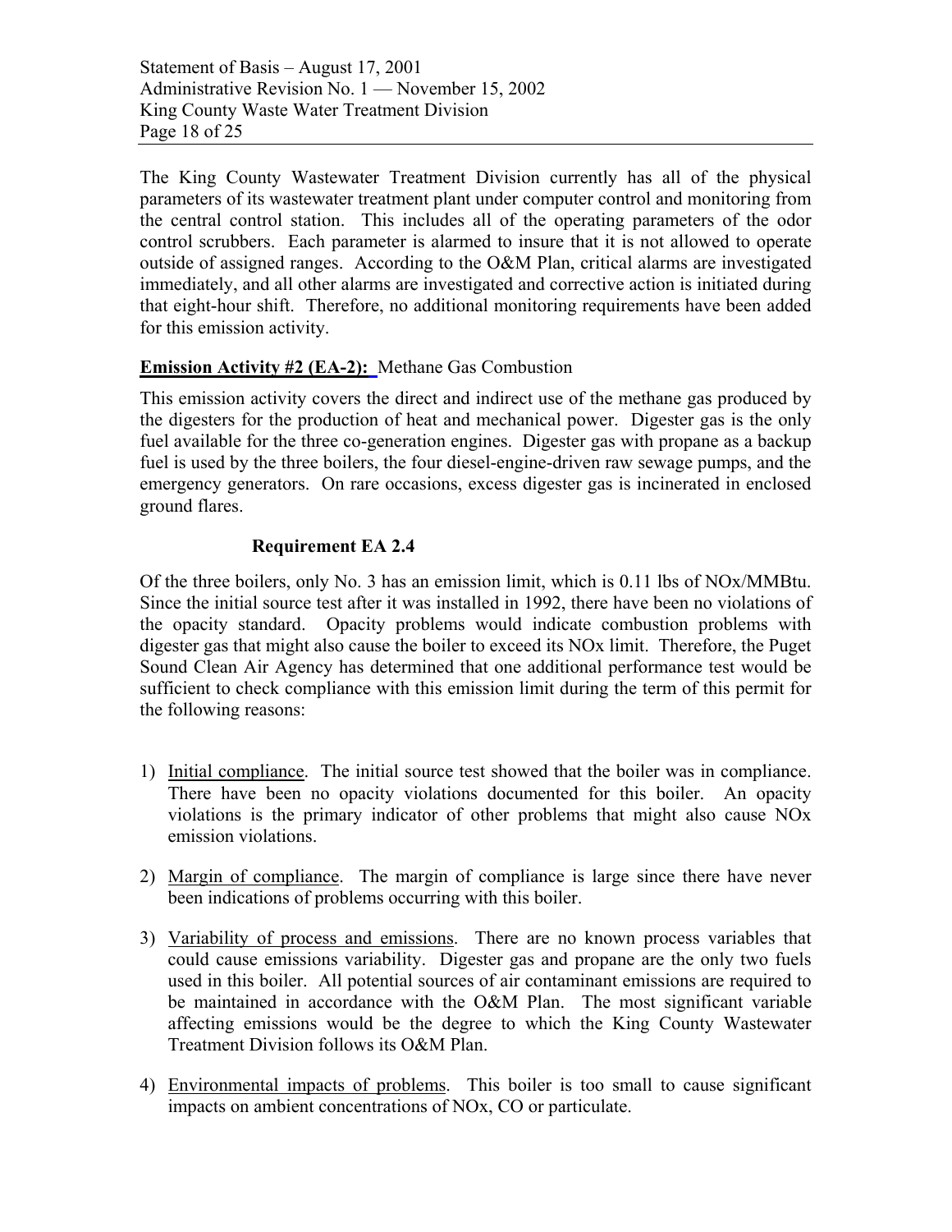The King County Wastewater Treatment Division currently has all of the physical parameters of its wastewater treatment plant under computer control and monitoring from the central control station. This includes all of the operating parameters of the odor control scrubbers. Each parameter is alarmed to insure that it is not allowed to operate outside of assigned ranges. According to the O&M Plan, critical alarms are investigated immediately, and all other alarms are investigated and corrective action is initiated during that eight-hour shift. Therefore, no additional monitoring requirements have been added for this emission activity.

**Emission Activity #2 (EA-2):** Methane Gas Combustion

This emission activity covers the direct and indirect use of the methane gas produced by the digesters for the production of heat and mechanical power. Digester gas is the only fuel available for the three co-generation engines. Digester gas with propane as a backup fuel is used by the three boilers, the four diesel-engine-driven raw sewage pumps, and the emergency generators. On rare occasions, excess digester gas is incinerated in enclosed ground flares.

**Requirement EA 2.4**

Of the three boilers, only No. 3 has an emission limit, which is 0.11 lbs of NOx/MMBtu. Since the initial source test after it was installed in 1992, there have been no violations of the opacity standard. Opacity problems would indicate combustion problems with digester gas that might also cause the boiler to exceed its NOx limit. Therefore, the Puget Sound Clean Air Agency has determined that one additional performance test would be sufficient to check compliance with this emission limit during the term of this permit for the following reasons:

1) Initial compliance. The initial source test showed that the boiler was in compliance. There have been no opacity violations documented for this boiler. An opacity violations is the primary indicator of other problems that might also cause NOx emission violations.

2) Margin of compliance. The margin of compliance is large since there have never been indications of problems occurring with this boiler.

3) Variability of process and emissions. There are no known process variables that could cause emissions variability. Digester gas and propane are the only two fuels used in this boiler. All potential sources of air contaminant emissions are required to be maintained in accordance with the O&M Plan. The most significant variable affecting emissions would be the degree to which the King County Wastewater Treatment Division follows its O&M Plan.

4) Environmental impacts of problems. This boiler is too small to cause significant impacts on ambient concentrations of NOx, CO or particulate.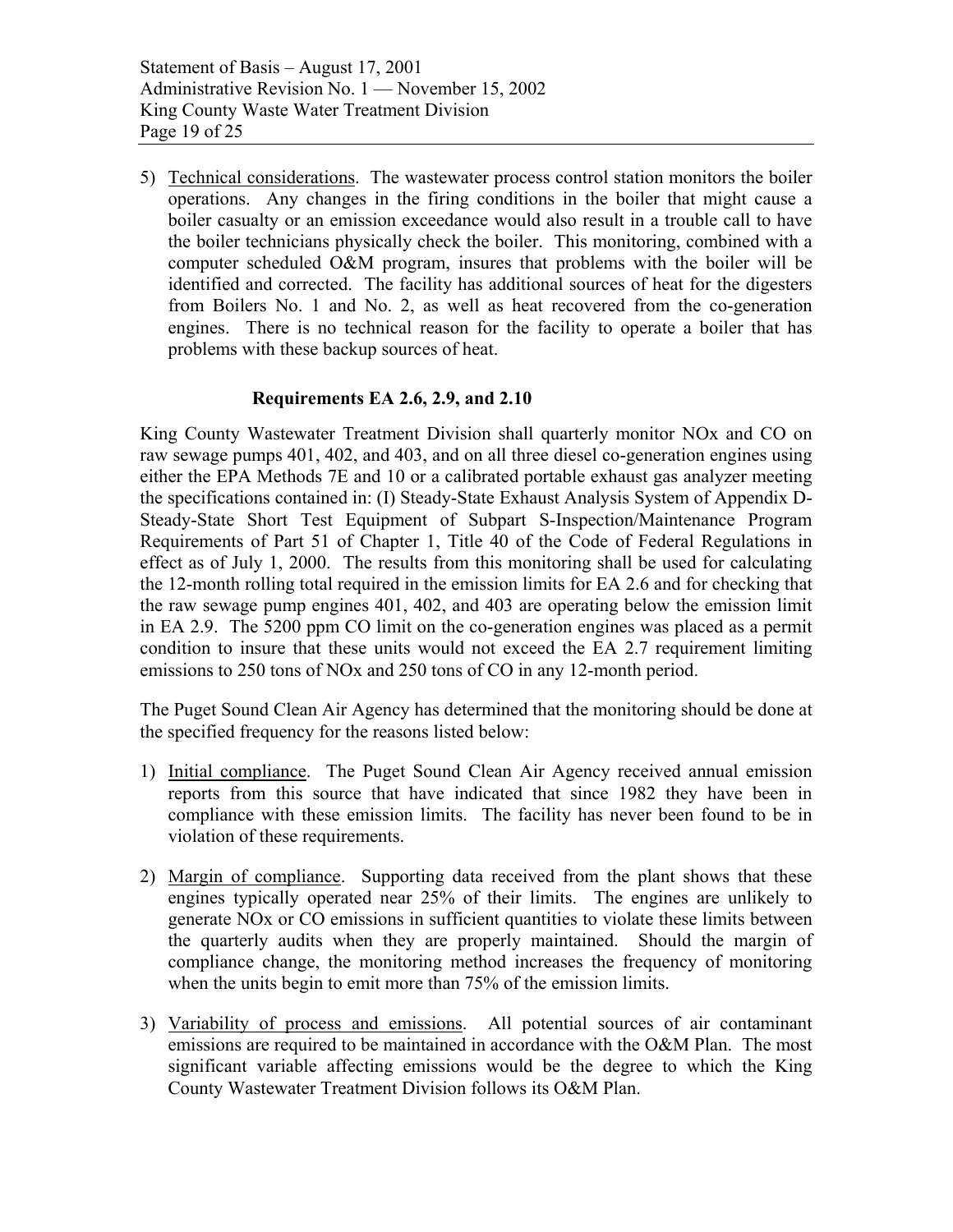5) Technical considerations. The wastewater process control station monitors the boiler operations. Any changes in the firing conditions in the boiler that might cause a boiler casualty or an emission exceedance would also result in a trouble call to have the boiler technicians physically check the boiler. This monitoring, combined with a computer scheduled O&M program, insures that problems with the boiler will be identified and corrected. The facility has additional sources of heat for the digesters from Boilers No. 1 and No. 2, as well as heat recovered from the co-generation engines. There is no technical reason for the facility to operate a boiler that has problems with these backup sources of heat.

### Requirements EA 2.6, 2.9, and 2.10

King County Wastewater Treatment Division shall quarterly monitor NOx and CO on raw sewage pumps 401, 402, and 403, and on all three diesel co-generation engines using either the EPA Methods 7E and 10 or a calibrated portable exhaust gas analyzer meeting the specifications contained in: (I) Steady-State Exhaust Analysis System of Appendix D-Steady-State Short Test Equipment of Subpart S-Inspection/Maintenance Program Requirements of Part 51 of Chapter 1, Title 40 of the Code of Federal Regulations in effect as of July 1, 2000. The results from this monitoring shall be used for calculating the 12-month rolling total required in the emission limits for EA 2.6 and for checking that the raw sewage pump engines 401, 402, and 403 are operating below the emission limit in EA 2.9. The 5200 ppm CO limit on the co-generation engines was placed as a permit condition to insure that these units would not exceed the EA 2.7 requirement limiting emissions to 250 tons of NOx and 250 tons of CO in any 12-month period.

The Puget Sound Clean Air Agency has determined that the monitoring should be done at the specified frequency for the reasons listed below:

1) Initial compliance. The Puget Sound Clean Air Agency received annual emission reports from this source that have indicated that since 1982 they have been in compliance with these emission limits. The facility has never been found to be in violation of these requirements.

2) Margin of compliance. Supporting data received from the plant shows that these engines typically operated near 25% of their limits. The engines are unlikely to generate NOx or CO emissions in sufficient quantities to violate these limits between the quarterly audits when they are properly maintained. Should the margin of compliance change, the monitoring method increases the frequency of monitoring when the units begin to emit more than 75% of the emission limits.

3) Variability of process and emissions. All potential sources of air contaminant emissions are required to be maintained in accordance with the O&M Plan. The most significant variable affecting emissions would be the degree to which the King County Wastewater Treatment Division follows its O&M Plan.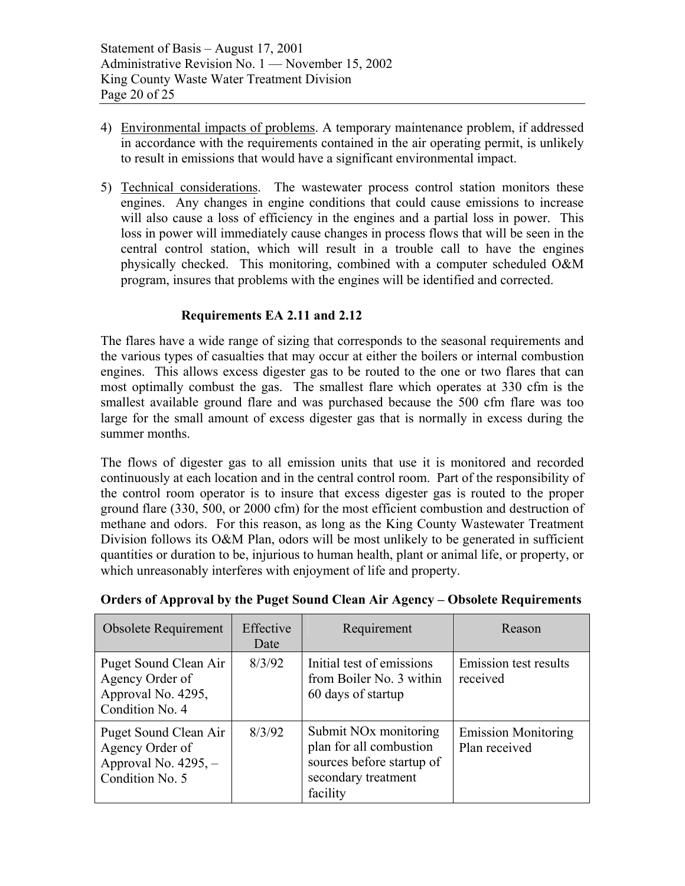4) Environmental impacts of problems. A temporary maintenance problem, if addressed in accordance with the requirements contained in the air operating permit, is unlikely to result in emissions that would have a significant environmental impact.

5) Technical considerations. The wastewater process control station monitors these engines. Any changes in engine conditions that could cause emissions to increase will also cause a loss of efficiency in the engines and a partial loss in power. This loss in power will immediately cause changes in process flows that will be seen in the central control station, which will result in a trouble call to have the engines physically checked. This monitoring, combined with a computer scheduled O&M program, insures that problems with the engines will be identified and corrected.

**Requirements EA 2.11 and 2.12**

The flares have a wide range of sizing that corresponds to the seasonal requirements and the various types of casualties that may occur at either the boilers or internal combustion engines. This allows excess digester gas to be routed to the one or two flares that can most optimally combust the gas. The smallest flare which operates at 330 cfm is the smallest available ground flare and was purchased because the 500 cfm flare was too large for the small amount of excess digester gas that is normally in excess during the summer months.

The flows of digester gas to all emission units that use it is monitored and recorded continuously at each location and in the central control room. Part of the responsibility of the control room operator is to insure that excess digester gas is routed to the proper ground flare (330, 500, or 2000 cfm) for the most efficient combustion and destruction of methane and odors. For this reason, as long as the King County Wastewater Treatment Division follows its O&M Plan, odors will be most unlikely to be generated in sufficient quantities or duration to be, injurious to human health, plant or animal life, or property, or which unreasonably interferes with enjoyment of life and property.

**Orders of Approval by the Puget Sound Clean Air Agency – Obsolete Requirements**

| Obsolete Requirement | Effective Date | Requirement | Reason |
|---|---|---|---|
| Puget Sound Clean Air Agency Order of Approval No. 4295, Condition No. 4 | 8/3/92 | Initial test of emissions from Boiler No. 3 within 60 days of startup | Emission test results received |
| Puget Sound Clean Air Agency Order of Approval No. 4295, – Condition No. 5 | 8/3/92 | Submit NOx monitoring plan for all combustion sources before startup of secondary treatment facility | Emission Monitoring Plan received |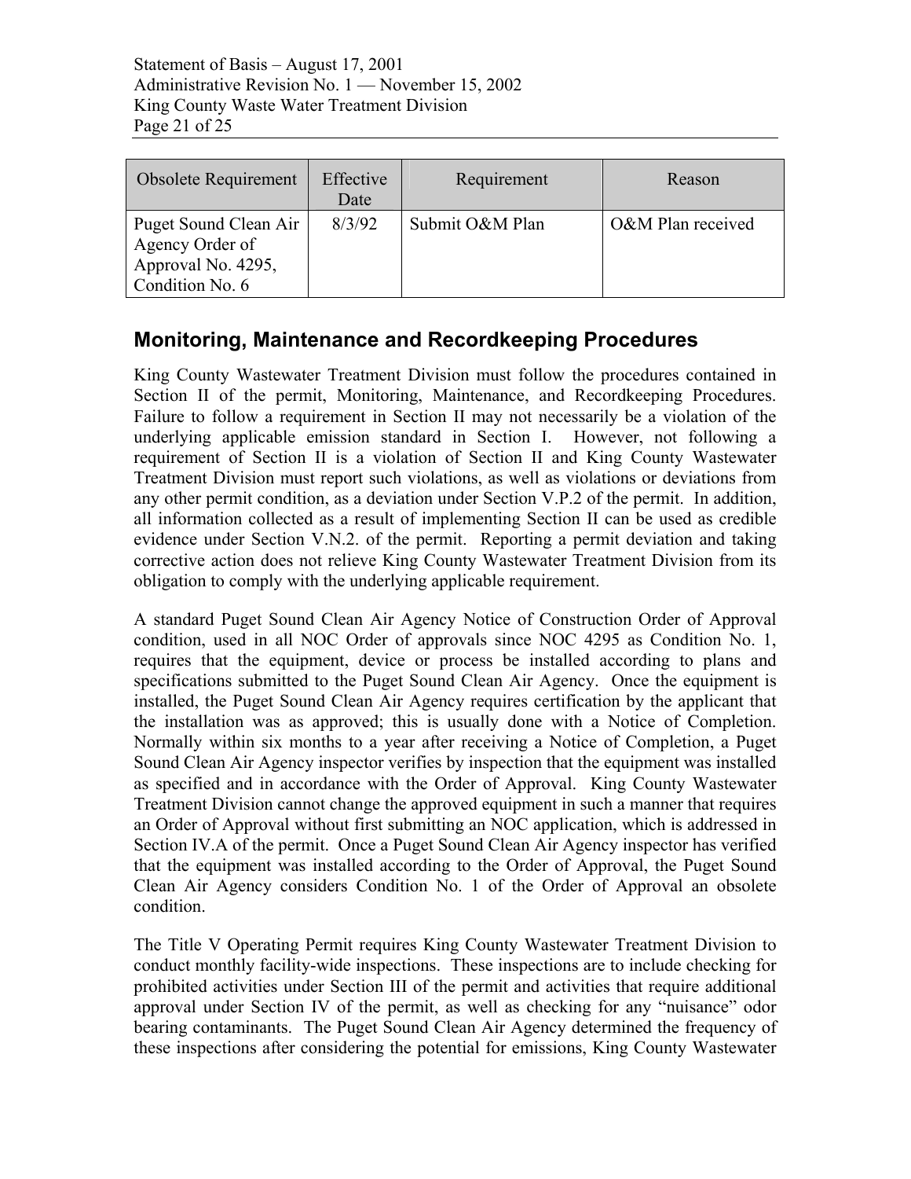| Obsolete Requirement | Effective Date | Requirement | Reason |
|---|---|---|---|
| Puget Sound Clean Air Agency Order of Approval No. 4295, Condition No. 6 | 8/3/92 | Submit O&M Plan | O&M Plan received |

## Monitoring, Maintenance and Recordkeeping Procedures

King County Wastewater Treatment Division must follow the procedures contained in Section II of the permit, Monitoring, Maintenance, and Recordkeeping Procedures. Failure to follow a requirement in Section II may not necessarily be a violation of the underlying applicable emission standard in Section I. However, not following a requirement of Section II is a violation of Section II and King County Wastewater Treatment Division must report such violations, as well as violations or deviations from any other permit condition, as a deviation under Section V.P.2 of the permit. In addition, all information collected as a result of implementing Section II can be used as credible evidence under Section V.N.2. of the permit. Reporting a permit deviation and taking corrective action does not relieve King County Wastewater Treatment Division from its obligation to comply with the underlying applicable requirement.

A standard Puget Sound Clean Air Agency Notice of Construction Order of Approval condition, used in all NOC Order of approvals since NOC 4295 as Condition No. 1, requires that the equipment, device or process be installed according to plans and specifications submitted to the Puget Sound Clean Air Agency. Once the equipment is installed, the Puget Sound Clean Air Agency requires certification by the applicant that the installation was as approved; this is usually done with a Notice of Completion. Normally within six months to a year after receiving a Notice of Completion, a Puget Sound Clean Air Agency inspector verifies by inspection that the equipment was installed as specified and in accordance with the Order of Approval. King County Wastewater Treatment Division cannot change the approved equipment in such a manner that requires an Order of Approval without first submitting an NOC application, which is addressed in Section IV.A of the permit. Once a Puget Sound Clean Air Agency inspector has verified that the equipment was installed according to the Order of Approval, the Puget Sound Clean Air Agency considers Condition No. 1 of the Order of Approval an obsolete condition.

The Title V Operating Permit requires King County Wastewater Treatment Division to conduct monthly facility-wide inspections. These inspections are to include checking for prohibited activities under Section III of the permit and activities that require additional approval under Section IV of the permit, as well as checking for any "nuisance" odor bearing contaminants. The Puget Sound Clean Air Agency determined the frequency of these inspections after considering the potential for emissions, King County Wastewater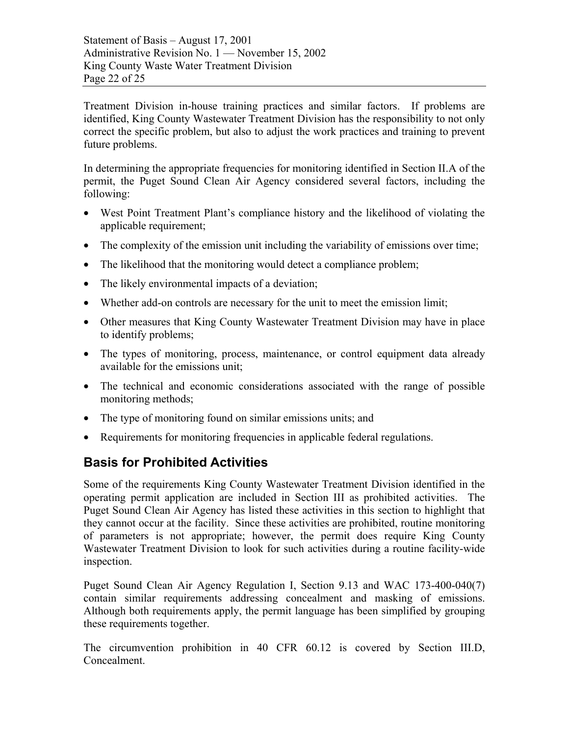Treatment Division in-house training practices and similar factors. If problems are identified, King County Wastewater Treatment Division has the responsibility to not only correct the specific problem, but also to adjust the work practices and training to prevent future problems.

In determining the appropriate frequencies for monitoring identified in Section II.A of the permit, the Puget Sound Clean Air Agency considered several factors, including the following:

- West Point Treatment Plant's compliance history and the likelihood of violating the applicable requirement;
- The complexity of the emission unit including the variability of emissions over time;
- The likelihood that the monitoring would detect a compliance problem;
- The likely environmental impacts of a deviation;
- Whether add-on controls are necessary for the unit to meet the emission limit;
- Other measures that King County Wastewater Treatment Division may have in place to identify problems;
- The types of monitoring, process, maintenance, or control equipment data already available for the emissions unit;
- The technical and economic considerations associated with the range of possible monitoring methods;
- The type of monitoring found on similar emissions units; and
- Requirements for monitoring frequencies in applicable federal regulations.

## Basis for Prohibited Activities

Some of the requirements King County Wastewater Treatment Division identified in the operating permit application are included in Section III as prohibited activities. The Puget Sound Clean Air Agency has listed these activities in this section to highlight that they cannot occur at the facility. Since these activities are prohibited, routine monitoring of parameters is not appropriate; however, the permit does require King County Wastewater Treatment Division to look for such activities during a routine facility-wide inspection.

Puget Sound Clean Air Agency Regulation I, Section 9.13 and WAC 173-400-040(7) contain similar requirements addressing concealment and masking of emissions. Although both requirements apply, the permit language has been simplified by grouping these requirements together.

The circumvention prohibition in 40 CFR 60.12 is covered by Section III.D, Concealment.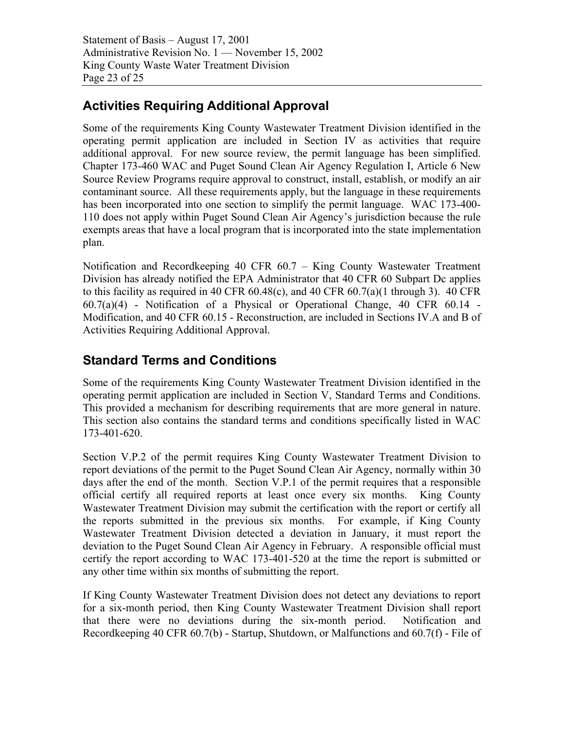## Activities Requiring Additional Approval

Some of the requirements King County Wastewater Treatment Division identified in the operating permit application are included in Section IV as activities that require additional approval. For new source review, the permit language has been simplified. Chapter 173-460 WAC and Puget Sound Clean Air Agency Regulation I, Article 6 New Source Review Programs require approval to construct, install, establish, or modify an air contaminant source. All these requirements apply, but the language in these requirements has been incorporated into one section to simplify the permit language. WAC 173-400-110 does not apply within Puget Sound Clean Air Agency's jurisdiction because the rule exempts areas that have a local program that is incorporated into the state implementation plan.

Notification and Recordkeeping 40 CFR 60.7 – King County Wastewater Treatment Division has already notified the EPA Administrator that 40 CFR 60 Subpart Dc applies to this facility as required in 40 CFR 60.48(c), and 40 CFR 60.7(a)(1 through 3). 40 CFR 60.7(a)(4) - Notification of a Physical or Operational Change, 40 CFR 60.14 - Modification, and 40 CFR 60.15 - Reconstruction, are included in Sections IV.A and B of Activities Requiring Additional Approval.

## Standard Terms and Conditions

Some of the requirements King County Wastewater Treatment Division identified in the operating permit application are included in Section V, Standard Terms and Conditions. This provided a mechanism for describing requirements that are more general in nature. This section also contains the standard terms and conditions specifically listed in WAC 173-401-620.

Section V.P.2 of the permit requires King County Wastewater Treatment Division to report deviations of the permit to the Puget Sound Clean Air Agency, normally within 30 days after the end of the month. Section V.P.1 of the permit requires that a responsible official certify all required reports at least once every six months. King County Wastewater Treatment Division may submit the certification with the report or certify all the reports submitted in the previous six months. For example, if King County Wastewater Treatment Division detected a deviation in January, it must report the deviation to the Puget Sound Clean Air Agency in February. A responsible official must certify the report according to WAC 173-401-520 at the time the report is submitted or any other time within six months of submitting the report.

If King County Wastewater Treatment Division does not detect any deviations to report for a six-month period, then King County Wastewater Treatment Division shall report that there were no deviations during the six-month period. Notification and Recordkeeping 40 CFR 60.7(b) - Startup, Shutdown, or Malfunctions and 60.7(f) - File of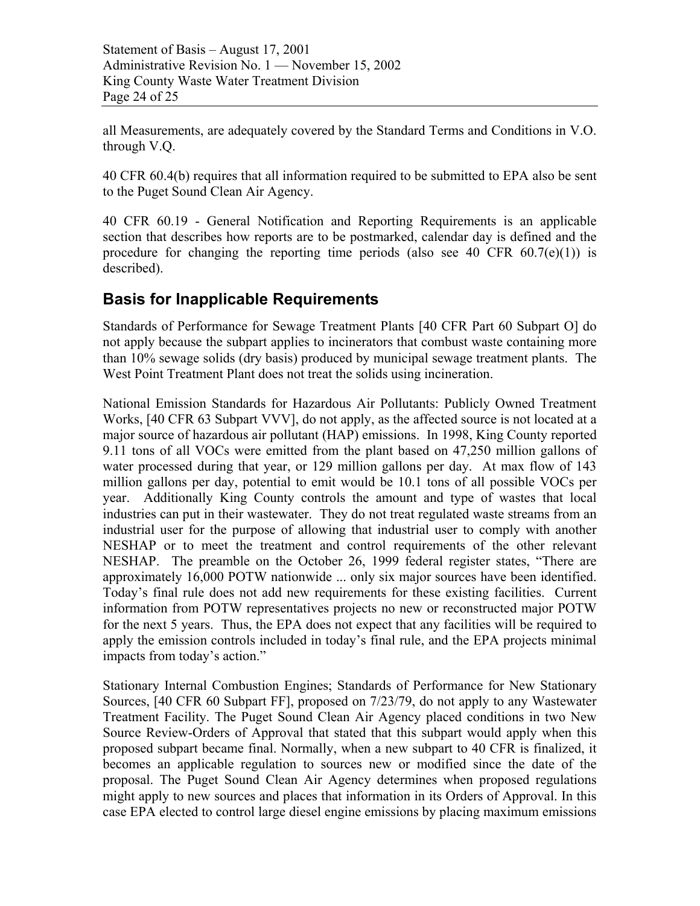all Measurements, are adequately covered by the Standard Terms and Conditions in V.O. through V.Q.

40 CFR 60.4(b) requires that all information required to be submitted to EPA also be sent to the Puget Sound Clean Air Agency.

40 CFR 60.19 - General Notification and Reporting Requirements is an applicable section that describes how reports are to be postmarked, calendar day is defined and the procedure for changing the reporting time periods (also see 40 CFR 60.7(e)(1)) is described).

## Basis for Inapplicable Requirements

Standards of Performance for Sewage Treatment Plants [40 CFR Part 60 Subpart O] do not apply because the subpart applies to incinerators that combust waste containing more than 10% sewage solids (dry basis) produced by municipal sewage treatment plants. The West Point Treatment Plant does not treat the solids using incineration.

National Emission Standards for Hazardous Air Pollutants: Publicly Owned Treatment Works, [40 CFR 63 Subpart VVV], do not apply, as the affected source is not located at a major source of hazardous air pollutant (HAP) emissions. In 1998, King County reported 9.11 tons of all VOCs were emitted from the plant based on 47,250 million gallons of water processed during that year, or 129 million gallons per day. At max flow of 143 million gallons per day, potential to emit would be 10.1 tons of all possible VOCs per year. Additionally King County controls the amount and type of wastes that local industries can put in their wastewater. They do not treat regulated waste streams from an industrial user for the purpose of allowing that industrial user to comply with another NESHAP or to meet the treatment and control requirements of the other relevant NESHAP. The preamble on the October 26, 1999 federal register states, "There are approximately 16,000 POTW nationwide ... only six major sources have been identified. Today's final rule does not add new requirements for these existing facilities. Current information from POTW representatives projects no new or reconstructed major POTW for the next 5 years. Thus, the EPA does not expect that any facilities will be required to apply the emission controls included in today's final rule, and the EPA projects minimal impacts from today's action."

Stationary Internal Combustion Engines; Standards of Performance for New Stationary Sources, [40 CFR 60 Subpart FF], proposed on 7/23/79, do not apply to any Wastewater Treatment Facility. The Puget Sound Clean Air Agency placed conditions in two New Source Review-Orders of Approval that stated that this subpart would apply when this proposed subpart became final. Normally, when a new subpart to 40 CFR is finalized, it becomes an applicable regulation to sources new or modified since the date of the proposal. The Puget Sound Clean Air Agency determines when proposed regulations might apply to new sources and places that information in its Orders of Approval. In this case EPA elected to control large diesel engine emissions by placing maximum emissions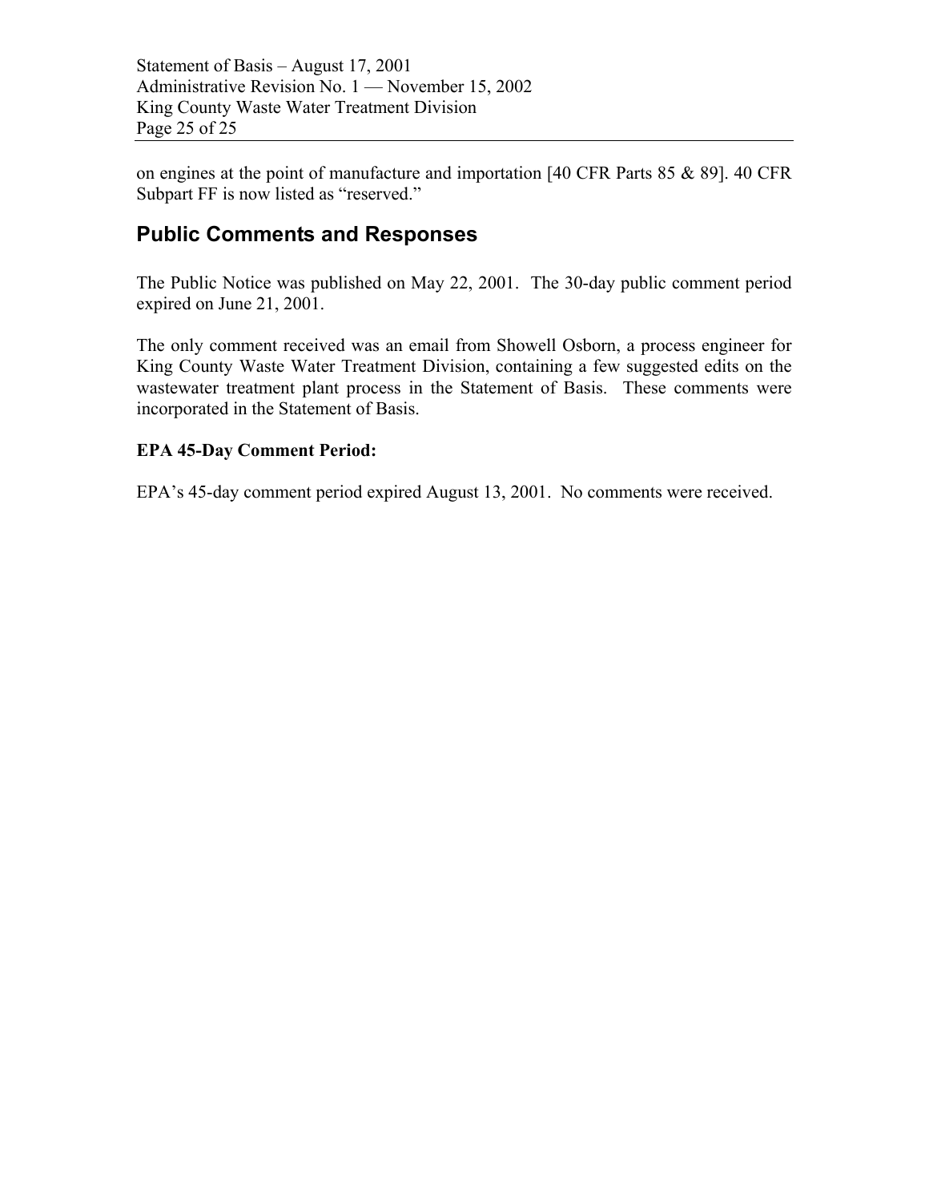on engines at the point of manufacture and importation [40 CFR Parts 85 & 89]. 40 CFR Subpart FF is now listed as "reserved."

## Public Comments and Responses

The Public Notice was published on May 22, 2001. The 30-day public comment period expired on June 21, 2001.

The only comment received was an email from Showell Osborn, a process engineer for King County Waste Water Treatment Division, containing a few suggested edits on the wastewater treatment plant process in the Statement of Basis. These comments were incorporated in the Statement of Basis.

**EPA 45-Day Comment Period:**

EPA's 45-day comment period expired August 13, 2001. No comments were received.